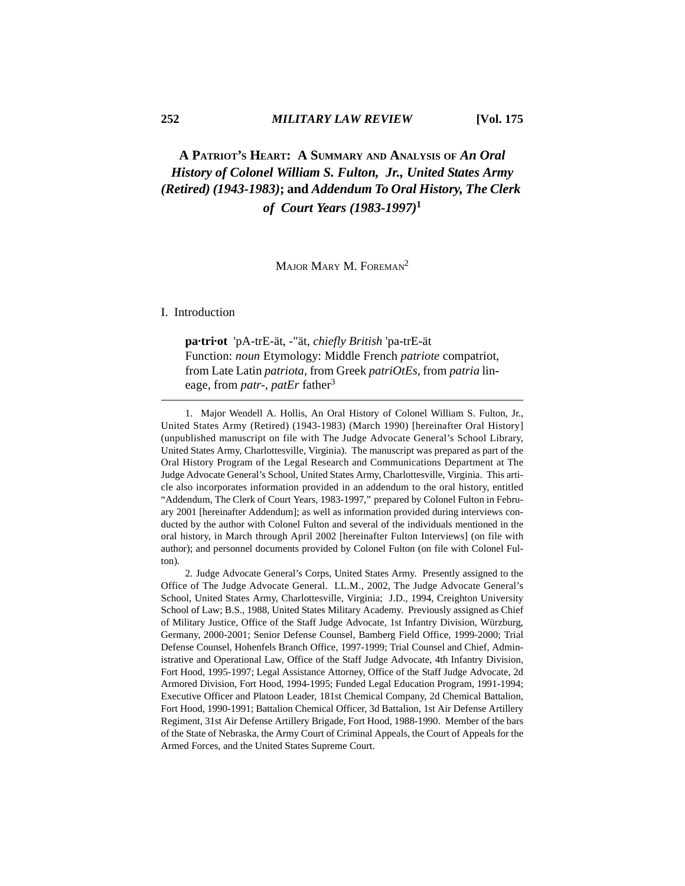# A PATRIOT'S HEART: A SUMMARY AND ANALYSIS OF *An Oral History of Colonel William S. Fulton, Jr., United States Army (Retired) (1943-1983)*; and *Addendum To Oral History, The Clerk of Court Years (1983-1997)*[1]

MAJOR MARY M. FOREMAN[2]

## I. Introduction

> **pa·tri·ot** 'pA-trE-ät, -"ät, *chiefly British* 'pa-trE-ät
> Function: *noun* Etymology: Middle French *patriote* compatriot, from Late Latin *patriota*, from Greek *patriOtEs*, from *patria* lineage, from *patr-*, *patEr* father[3]

---

1. Major Wendell A. Hollis, An Oral History of Colonel William S. Fulton, Jr., United States Army (Retired) (1943-1983) (March 1990) [hereinafter Oral History] (unpublished manuscript on file with The Judge Advocate General's School Library, United States Army, Charlottesville, Virginia). The manuscript was prepared as part of the Oral History Program of the Legal Research and Communications Department at The Judge Advocate General's School, United States Army, Charlottesville, Virginia. This article also incorporates information provided in an addendum to the oral history, entitled "Addendum, The Clerk of Court Years, 1983-1997," prepared by Colonel Fulton in February 2001 [hereinafter Addendum]; as well as information provided during interviews conducted by the author with Colonel Fulton and several of the individuals mentioned in the oral history, in March through April 2002 [hereinafter Fulton Interviews] (on file with author); and personnel documents provided by Colonel Fulton (on file with Colonel Fulton).

2. Judge Advocate General's Corps, United States Army. Presently assigned to the Office of The Judge Advocate General. LL.M., 2002, The Judge Advocate General's School, United States Army, Charlottesville, Virginia; J.D., 1994, Creighton University School of Law; B.S., 1988, United States Military Academy. Previously assigned as Chief of Military Justice, Office of the Staff Judge Advocate, 1st Infantry Division, Würzburg, Germany, 2000-2001; Senior Defense Counsel, Bamberg Field Office, 1999-2000; Trial Defense Counsel, Hohenfels Branch Office, 1997-1999; Trial Counsel and Chief, Administrative and Operational Law, Office of the Staff Judge Advocate, 4th Infantry Division, Fort Hood, 1995-1997; Legal Assistance Attorney, Office of the Staff Judge Advocate, 2d Armored Division, Fort Hood, 1994-1995; Funded Legal Education Program, 1991-1994; Executive Officer and Platoon Leader, 181st Chemical Company, 2d Chemical Battalion, Fort Hood, 1990-1991; Battalion Chemical Officer, 3d Battalion, 1st Air Defense Artillery Regiment, 31st Air Defense Artillery Brigade, Fort Hood, 1988-1990. Member of the bars of the State of Nebraska, the Army Court of Criminal Appeals, the Court of Appeals for the Armed Forces, and the United States Supreme Court.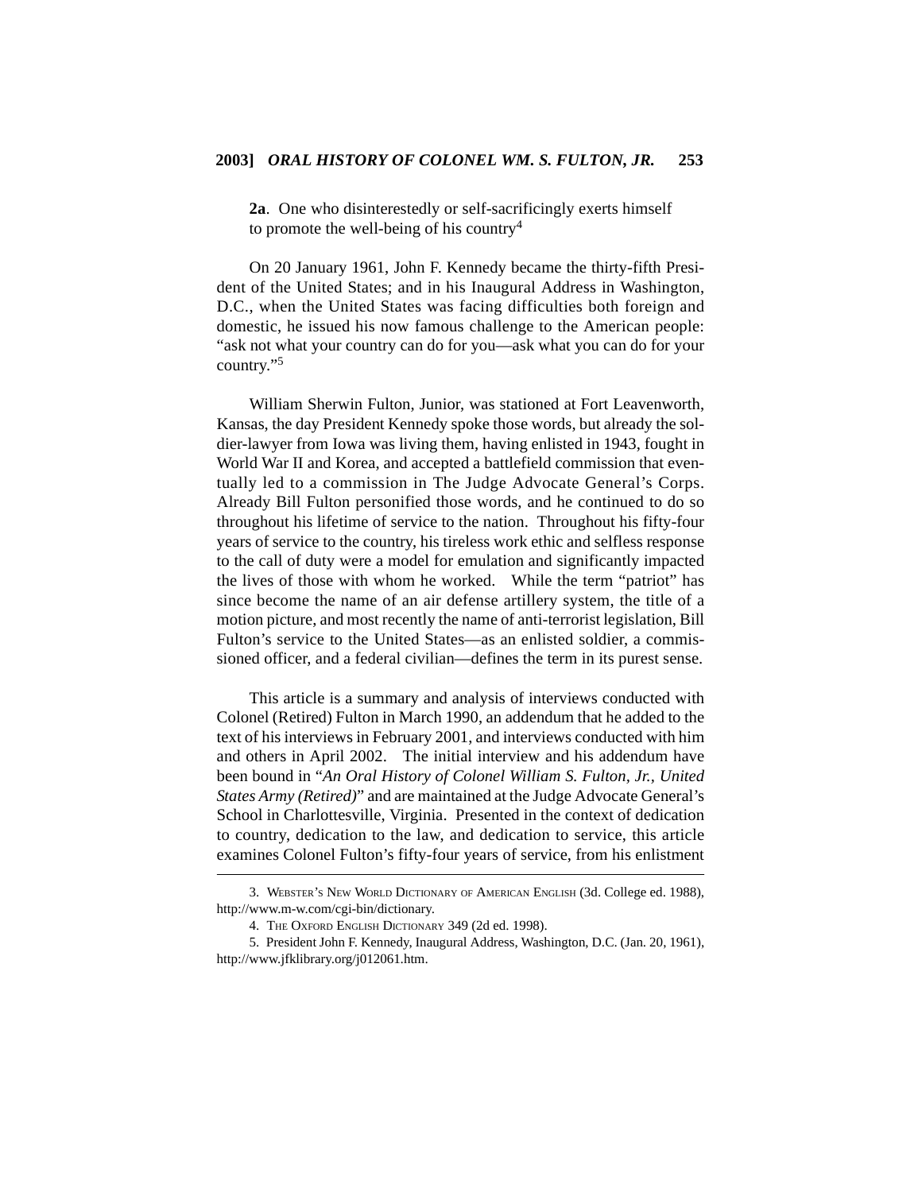**2a**. One who disinterestedly or self-sacrificingly exerts himself to promote the well-being of his country[4]

On 20 January 1961, John F. Kennedy became the thirty-fifth President of the United States; and in his Inaugural Address in Washington, D.C., when the United States was facing difficulties both foreign and domestic, he issued his now famous challenge to the American people: "ask not what your country can do for you—ask what you can do for your country."[5]

William Sherwin Fulton, Junior, was stationed at Fort Leavenworth, Kansas, the day President Kennedy spoke those words, but already the soldier-lawyer from Iowa was living them, having enlisted in 1943, fought in World War II and Korea, and accepted a battlefield commission that eventually led to a commission in The Judge Advocate General's Corps. Already Bill Fulton personified those words, and he continued to do so throughout his lifetime of service to the nation. Throughout his fifty-four years of service to the country, his tireless work ethic and selfless response to the call of duty were a model for emulation and significantly impacted the lives of those with whom he worked. While the term "patriot" has since become the name of an air defense artillery system, the title of a motion picture, and most recently the name of anti-terrorist legislation, Bill Fulton's service to the United States—as an enlisted soldier, a commissioned officer, and a federal civilian—defines the term in its purest sense.

This article is a summary and analysis of interviews conducted with Colonel (Retired) Fulton in March 1990, an addendum that he added to the text of his interviews in February 2001, and interviews conducted with him and others in April 2002. The initial interview and his addendum have been bound in "*An Oral History of Colonel William S. Fulton, Jr., United States Army (Retired)*" and are maintained at the Judge Advocate General's School in Charlottesville, Virginia. Presented in the context of dedication to country, dedication to the law, and dedication to service, this article examines Colonel Fulton's fifty-four years of service, from his enlistment

---

3. WEBSTER'S NEW WORLD DICTIONARY OF AMERICAN ENGLISH (3d. College ed. 1988), http://www.m-w.com/cgi-bin/dictionary.

4. THE OXFORD ENGLISH DICTIONARY 349 (2d ed. 1998).

5. President John F. Kennedy, Inaugural Address, Washington, D.C. (Jan. 20, 1961), http://www.jfklibrary.org/j012061.htm.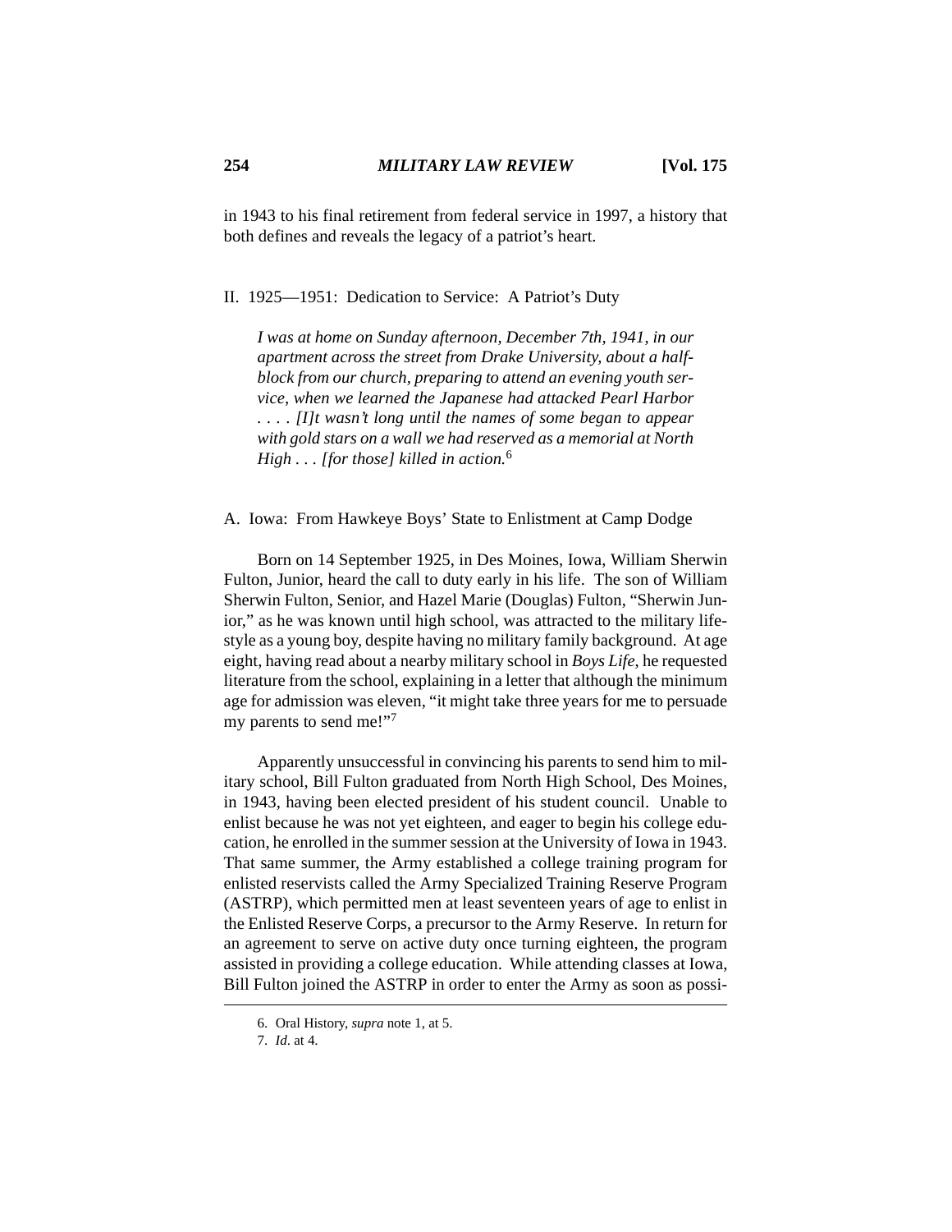in 1943 to his final retirement from federal service in 1997, a history that both defines and reveals the legacy of a patriot's heart.

## II. 1925—1951: Dedication to Service: A Patriot's Duty

> *I was at home on Sunday afternoon, December 7th, 1941, in our apartment across the street from Drake University, about a half-block from our church, preparing to attend an evening youth service, when we learned the Japanese had attacked Pearl Harbor . . . . [I]t wasn't long until the names of some began to appear with gold stars on a wall we had reserved as a memorial at North High . . . [for those] killed in action.*[6]

### A. Iowa: From Hawkeye Boys' State to Enlistment at Camp Dodge

Born on 14 September 1925, in Des Moines, Iowa, William Sherwin Fulton, Junior, heard the call to duty early in his life. The son of William Sherwin Fulton, Senior, and Hazel Marie (Douglas) Fulton, "Sherwin Junior," as he was known until high school, was attracted to the military lifestyle as a young boy, despite having no military family background. At age eight, having read about a nearby military school in *Boys Life*, he requested literature from the school, explaining in a letter that although the minimum age for admission was eleven, "it might take three years for me to persuade my parents to send me!"[7]

Apparently unsuccessful in convincing his parents to send him to military school, Bill Fulton graduated from North High School, Des Moines, in 1943, having been elected president of his student council. Unable to enlist because he was not yet eighteen, and eager to begin his college education, he enrolled in the summer session at the University of Iowa in 1943. That same summer, the Army established a college training program for enlisted reservists called the Army Specialized Training Reserve Program (ASTRP), which permitted men at least seventeen years of age to enlist in the Enlisted Reserve Corps, a precursor to the Army Reserve. In return for an agreement to serve on active duty once turning eighteen, the program assisted in providing a college education. While attending classes at Iowa, Bill Fulton joined the ASTRP in order to enter the Army as soon as possi-

---

6. Oral History, *supra* note 1, at 5.

7. *Id*. at 4.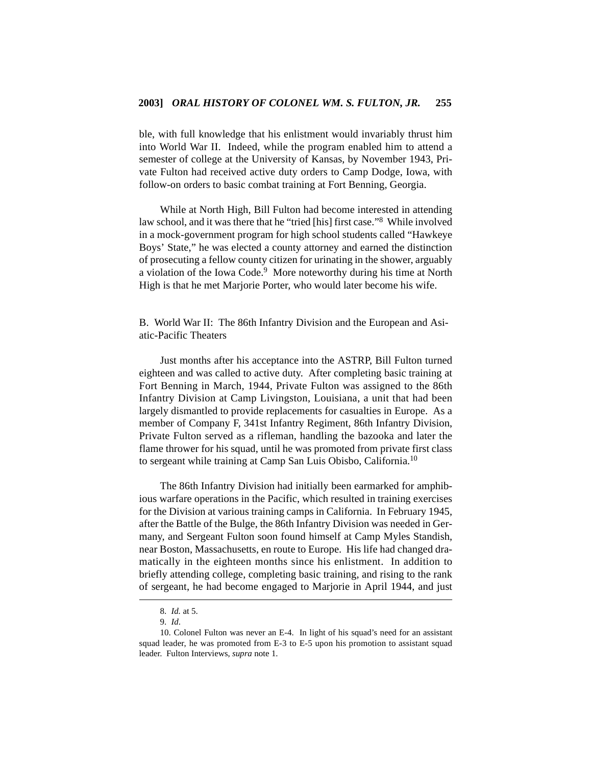ble, with full knowledge that his enlistment would invariably thrust him into World War II. Indeed, while the program enabled him to attend a semester of college at the University of Kansas, by November 1943, Private Fulton had received active duty orders to Camp Dodge, Iowa, with follow-on orders to basic combat training at Fort Benning, Georgia.

While at North High, Bill Fulton had become interested in attending law school, and it was there that he "tried [his] first case."[8] While involved in a mock-government program for high school students called "Hawkeye Boys' State," he was elected a county attorney and earned the distinction of prosecuting a fellow county citizen for urinating in the shower, arguably a violation of the Iowa Code.[9] More noteworthy during his time at North High is that he met Marjorie Porter, who would later become his wife.

### B. World War II: The 86th Infantry Division and the European and Asiatic-Pacific Theaters

Just months after his acceptance into the ASTRP, Bill Fulton turned eighteen and was called to active duty. After completing basic training at Fort Benning in March, 1944, Private Fulton was assigned to the 86th Infantry Division at Camp Livingston, Louisiana, a unit that had been largely dismantled to provide replacements for casualties in Europe. As a member of Company F, 341st Infantry Regiment, 86th Infantry Division, Private Fulton served as a rifleman, handling the bazooka and later the flame thrower for his squad, until he was promoted from private first class to sergeant while training at Camp San Luis Obisbo, California.[10]

The 86th Infantry Division had initially been earmarked for amphibious warfare operations in the Pacific, which resulted in training exercises for the Division at various training camps in California. In February 1945, after the Battle of the Bulge, the 86th Infantry Division was needed in Germany, and Sergeant Fulton soon found himself at Camp Myles Standish, near Boston, Massachusetts, en route to Europe. His life had changed dramatically in the eighteen months since his enlistment. In addition to briefly attending college, completing basic training, and rising to the rank of sergeant, he had become engaged to Marjorie in April 1944, and just

---

8. *Id.* at 5.

9. *Id*.

10. Colonel Fulton was never an E-4. In light of his squad's need for an assistant squad leader, he was promoted from E-3 to E-5 upon his promotion to assistant squad leader. Fulton Interviews, *supra* note 1.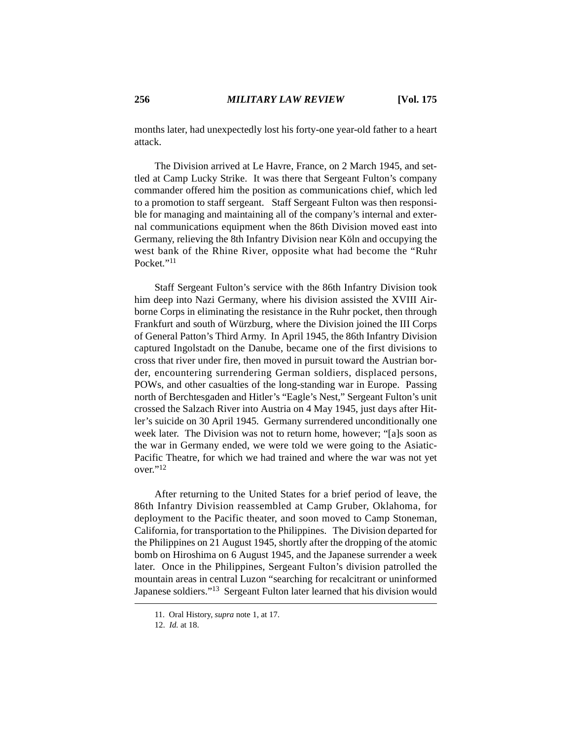months later, had unexpectedly lost his forty-one year-old father to a heart attack.

The Division arrived at Le Havre, France, on 2 March 1945, and settled at Camp Lucky Strike. It was there that Sergeant Fulton's company commander offered him the position as communications chief, which led to a promotion to staff sergeant. Staff Sergeant Fulton was then responsible for managing and maintaining all of the company's internal and external communications equipment when the 86th Division moved east into Germany, relieving the 8th Infantry Division near Köln and occupying the west bank of the Rhine River, opposite what had become the "Ruhr Pocket."[11]

Staff Sergeant Fulton's service with the 86th Infantry Division took him deep into Nazi Germany, where his division assisted the XVIII Airborne Corps in eliminating the resistance in the Ruhr pocket, then through Frankfurt and south of Würzburg, where the Division joined the III Corps of General Patton's Third Army. In April 1945, the 86th Infantry Division captured Ingolstadt on the Danube, became one of the first divisions to cross that river under fire, then moved in pursuit toward the Austrian border, encountering surrendering German soldiers, displaced persons, POWs, and other casualties of the long-standing war in Europe. Passing north of Berchtesgaden and Hitler's "Eagle's Nest," Sergeant Fulton's unit crossed the Salzach River into Austria on 4 May 1945, just days after Hitler's suicide on 30 April 1945. Germany surrendered unconditionally one week later. The Division was not to return home, however; "[a]s soon as the war in Germany ended, we were told we were going to the Asiatic-Pacific Theatre, for which we had trained and where the war was not yet over."[12]

After returning to the United States for a brief period of leave, the 86th Infantry Division reassembled at Camp Gruber, Oklahoma, for deployment to the Pacific theater, and soon moved to Camp Stoneman, California, for transportation to the Philippines. The Division departed for the Philippines on 21 August 1945, shortly after the dropping of the atomic bomb on Hiroshima on 6 August 1945, and the Japanese surrender a week later. Once in the Philippines, Sergeant Fulton's division patrolled the mountain areas in central Luzon "searching for recalcitrant or uninformed Japanese soldiers."[13] Sergeant Fulton later learned that his division would

---

11. Oral History, *supra* note 1, at 17.

12. *Id.* at 18.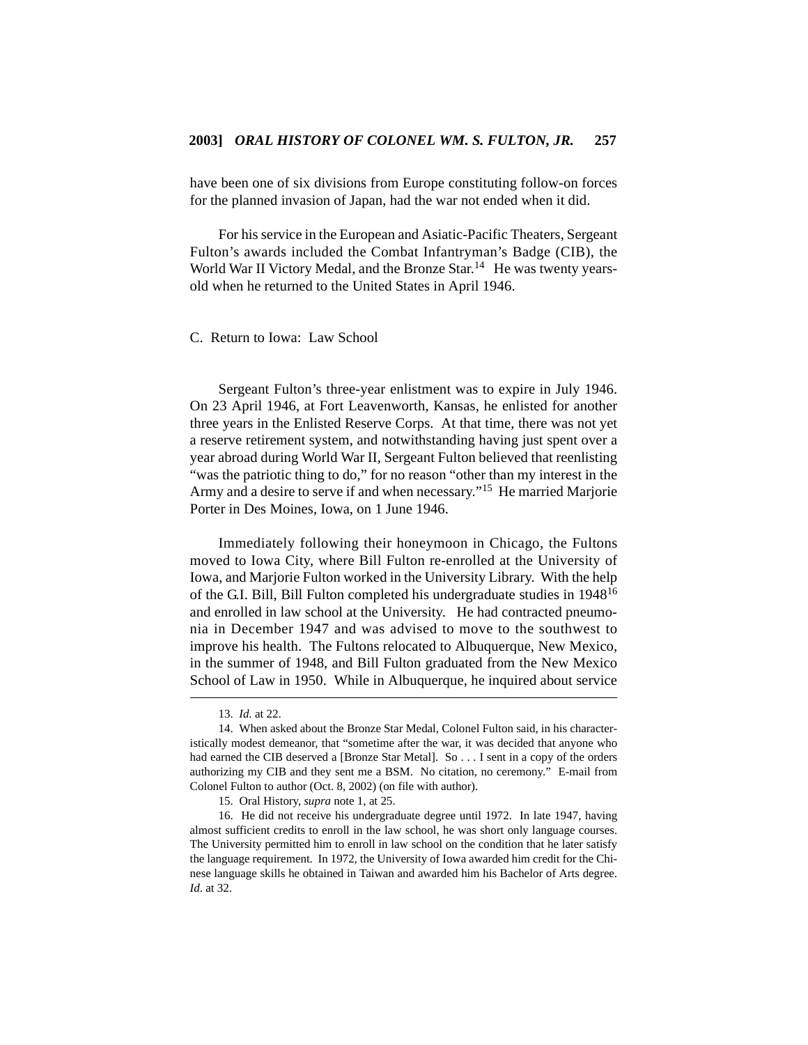have been one of six divisions from Europe constituting follow-on forces for the planned invasion of Japan, had the war not ended when it did.

For his service in the European and Asiatic-Pacific Theaters, Sergeant Fulton's awards included the Combat Infantryman's Badge (CIB), the World War II Victory Medal, and the Bronze Star.[14] He was twenty years-old when he returned to the United States in April 1946.

C. Return to Iowa: Law School

Sergeant Fulton's three-year enlistment was to expire in July 1946. On 23 April 1946, at Fort Leavenworth, Kansas, he enlisted for another three years in the Enlisted Reserve Corps. At that time, there was not yet a reserve retirement system, and notwithstanding having just spent over a year abroad during World War II, Sergeant Fulton believed that reenlisting "was the patriotic thing to do," for no reason "other than my interest in the Army and a desire to serve if and when necessary."[15] He married Marjorie Porter in Des Moines, Iowa, on 1 June 1946.

Immediately following their honeymoon in Chicago, the Fultons moved to Iowa City, where Bill Fulton re-enrolled at the University of Iowa, and Marjorie Fulton worked in the University Library. With the help of the G.I. Bill, Bill Fulton completed his undergraduate studies in 1948[16] and enrolled in law school at the University. He had contracted pneumonia in December 1947 and was advised to move to the southwest to improve his health. The Fultons relocated to Albuquerque, New Mexico, in the summer of 1948, and Bill Fulton graduated from the New Mexico School of Law in 1950. While in Albuquerque, he inquired about service

---

13. *Id.* at 22.

14. When asked about the Bronze Star Medal, Colonel Fulton said, in his characteristically modest demeanor, that "sometime after the war, it was decided that anyone who had earned the CIB deserved a [Bronze Star Metal]. So . . . I sent in a copy of the orders authorizing my CIB and they sent me a BSM. No citation, no ceremony." E-mail from Colonel Fulton to author (Oct. 8, 2002) (on file with author).

15. Oral History, *supra* note 1, at 25.

16. He did not receive his undergraduate degree until 1972. In late 1947, having almost sufficient credits to enroll in the law school, he was short only language courses. The University permitted him to enroll in law school on the condition that he later satisfy the language requirement. In 1972, the University of Iowa awarded him credit for the Chinese language skills he obtained in Taiwan and awarded him his Bachelor of Arts degree. *Id*. at 32.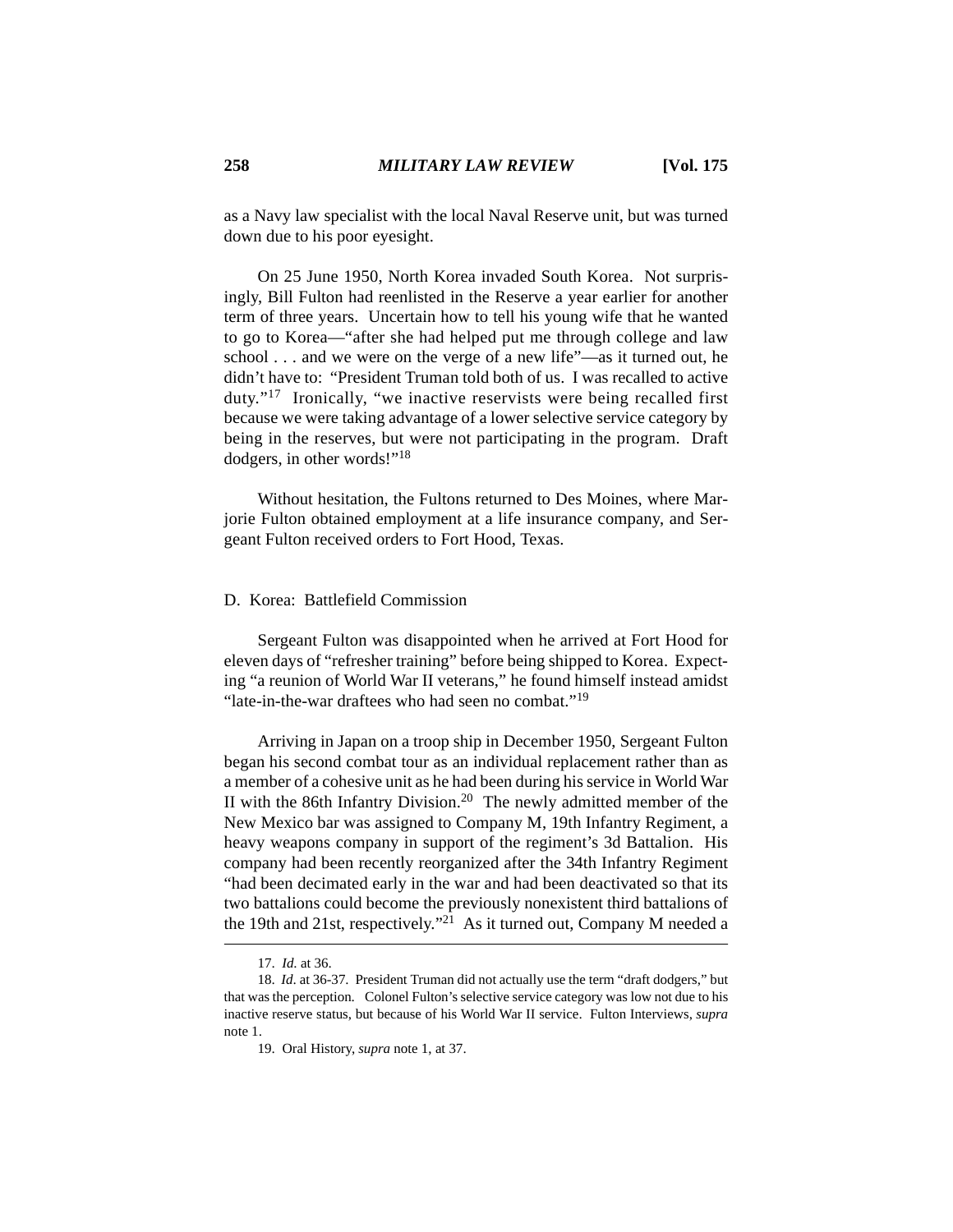as a Navy law specialist with the local Naval Reserve unit, but was turned down due to his poor eyesight.

On 25 June 1950, North Korea invaded South Korea. Not surprisingly, Bill Fulton had reenlisted in the Reserve a year earlier for another term of three years. Uncertain how to tell his young wife that he wanted to go to Korea—"after she had helped put me through college and law school . . . and we were on the verge of a new life"—as it turned out, he didn't have to: "President Truman told both of us. I was recalled to active duty."[17] Ironically, "we inactive reservists were being recalled first because we were taking advantage of a lower selective service category by being in the reserves, but were not participating in the program. Draft dodgers, in other words!"[18]

Without hesitation, the Fultons returned to Des Moines, where Marjorie Fulton obtained employment at a life insurance company, and Sergeant Fulton received orders to Fort Hood, Texas.

## D. Korea: Battlefield Commission

Sergeant Fulton was disappointed when he arrived at Fort Hood for eleven days of "refresher training" before being shipped to Korea. Expecting "a reunion of World War II veterans," he found himself instead amidst "late-in-the-war draftees who had seen no combat."[19]

Arriving in Japan on a troop ship in December 1950, Sergeant Fulton began his second combat tour as an individual replacement rather than as a member of a cohesive unit as he had been during his service in World War II with the 86th Infantry Division.[20] The newly admitted member of the New Mexico bar was assigned to Company M, 19th Infantry Regiment, a heavy weapons company in support of the regiment's 3d Battalion. His company had been recently reorganized after the 34th Infantry Regiment "had been decimated early in the war and had been deactivated so that its two battalions could become the previously nonexistent third battalions of the 19th and 21st, respectively."[21] As it turned out, Company M needed a

---

17. *Id.* at 36.

18. *Id*. at 36-37. President Truman did not actually use the term "draft dodgers," but that was the perception. Colonel Fulton's selective service category was low not due to his inactive reserve status, but because of his World War II service. Fulton Interviews, *supra* note 1.

19. Oral History, *supra* note 1, at 37.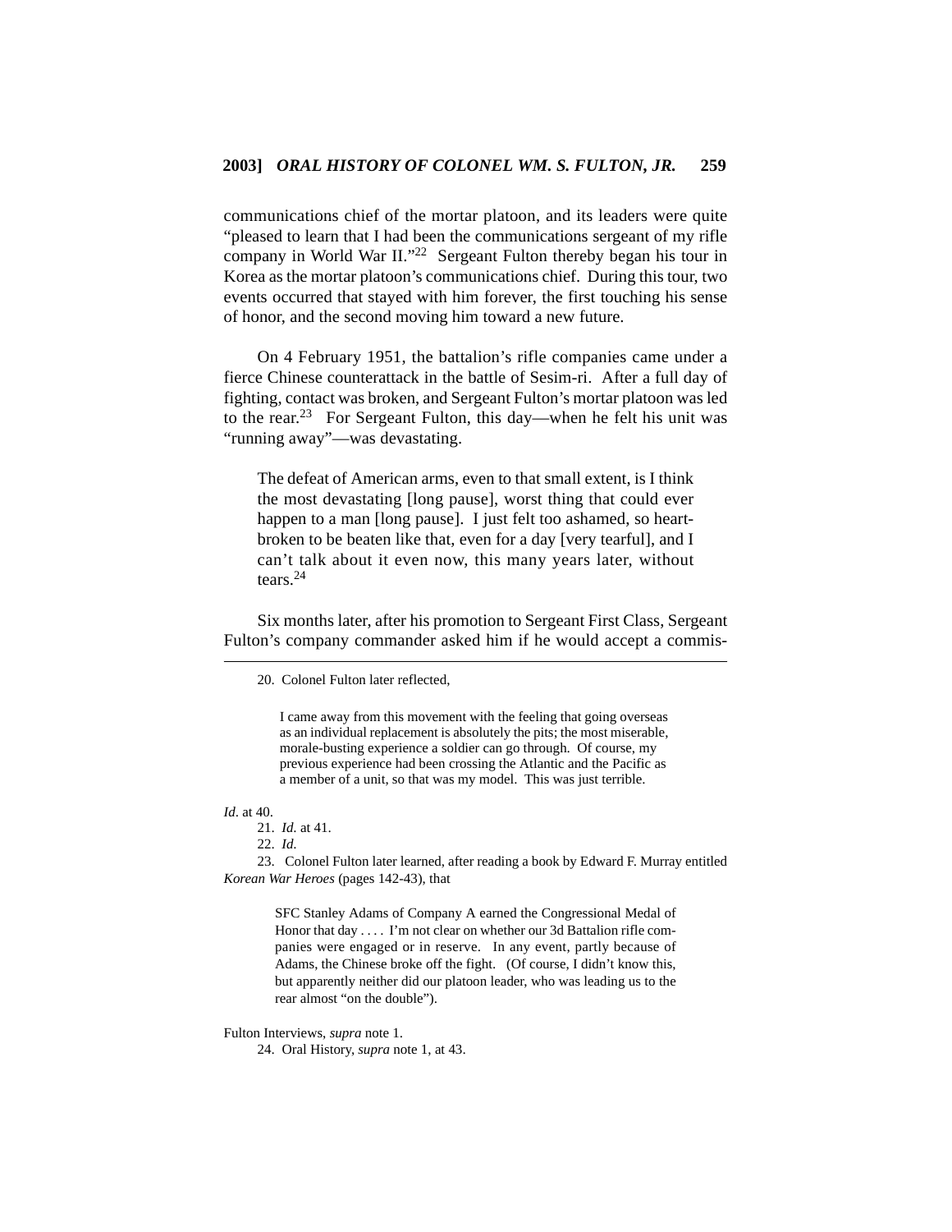communications chief of the mortar platoon, and its leaders were quite "pleased to learn that I had been the communications sergeant of my rifle company in World War II."[22] Sergeant Fulton thereby began his tour in Korea as the mortar platoon's communications chief. During this tour, two events occurred that stayed with him forever, the first touching his sense of honor, and the second moving him toward a new future.

On 4 February 1951, the battalion's rifle companies came under a fierce Chinese counterattack in the battle of Sesim-ri. After a full day of fighting, contact was broken, and Sergeant Fulton's mortar platoon was led to the rear.[23] For Sergeant Fulton, this day—when he felt his unit was "running away"—was devastating.

> The defeat of American arms, even to that small extent, is I think the most devastating [long pause], worst thing that could ever happen to a man [long pause]. I just felt too ashamed, so heart-broken to be beaten like that, even for a day [very tearful], and I can't talk about it even now, this many years later, without tears.[24]

Six months later, after his promotion to Sergeant First Class, Sergeant Fulton's company commander asked him if he would accept a commis-

---

20. Colonel Fulton later reflected,

> I came away from this movement with the feeling that going overseas as an individual replacement is absolutely the pits; the most miserable, morale-busting experience a soldier can go through. Of course, my previous experience had been crossing the Atlantic and the Pacific as a member of a unit, so that was my model. This was just terrible.

*Id*. at 40.

21. *Id.* at 41.

22. *Id.*

23. Colonel Fulton later learned, after reading a book by Edward F. Murray entitled *Korean War Heroes* (pages 142-43), that

> SFC Stanley Adams of Company A earned the Congressional Medal of Honor that day . . . . I'm not clear on whether our 3d Battalion rifle companies were engaged or in reserve. In any event, partly because of Adams, the Chinese broke off the fight. (Of course, I didn't know this, but apparently neither did our platoon leader, who was leading us to the rear almost "on the double").

Fulton Interviews, *supra* note 1.

24. Oral History, *supra* note 1, at 43.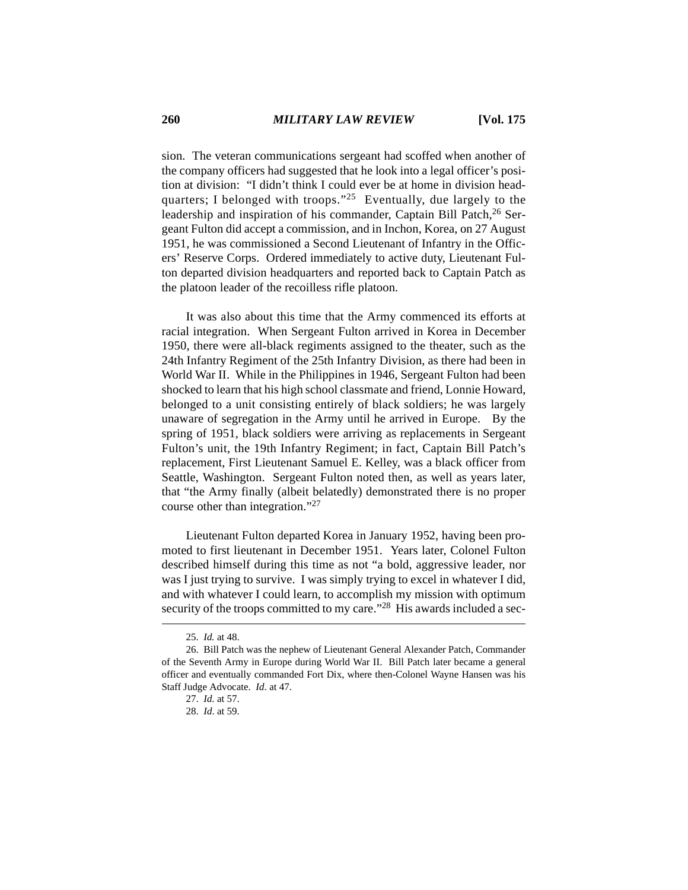sion. The veteran communications sergeant had scoffed when another of the company officers had suggested that he look into a legal officer's position at division: "I didn't think I could ever be at home in division headquarters; I belonged with troops."[25] Eventually, due largely to the leadership and inspiration of his commander, Captain Bill Patch,[26] Sergeant Fulton did accept a commission, and in Inchon, Korea, on 27 August 1951, he was commissioned a Second Lieutenant of Infantry in the Officers' Reserve Corps. Ordered immediately to active duty, Lieutenant Fulton departed division headquarters and reported back to Captain Patch as the platoon leader of the recoilless rifle platoon.

It was also about this time that the Army commenced its efforts at racial integration. When Sergeant Fulton arrived in Korea in December 1950, there were all-black regiments assigned to the theater, such as the 24th Infantry Regiment of the 25th Infantry Division, as there had been in World War II. While in the Philippines in 1946, Sergeant Fulton had been shocked to learn that his high school classmate and friend, Lonnie Howard, belonged to a unit consisting entirely of black soldiers; he was largely unaware of segregation in the Army until he arrived in Europe. By the spring of 1951, black soldiers were arriving as replacements in Sergeant Fulton's unit, the 19th Infantry Regiment; in fact, Captain Bill Patch's replacement, First Lieutenant Samuel E. Kelley, was a black officer from Seattle, Washington. Sergeant Fulton noted then, as well as years later, that "the Army finally (albeit belatedly) demonstrated there is no proper course other than integration."[27]

Lieutenant Fulton departed Korea in January 1952, having been promoted to first lieutenant in December 1951. Years later, Colonel Fulton described himself during this time as not "a bold, aggressive leader, nor was I just trying to survive. I was simply trying to excel in whatever I did, and with whatever I could learn, to accomplish my mission with optimum security of the troops committed to my care."[28] His awards included a sec-

---

25. *Id.* at 48.

26. Bill Patch was the nephew of Lieutenant General Alexander Patch, Commander of the Seventh Army in Europe during World War II. Bill Patch later became a general officer and eventually commanded Fort Dix, where then-Colonel Wayne Hansen was his Staff Judge Advocate. *Id.* at 47.

27. *Id.* at 57.

28. *Id.* at 59.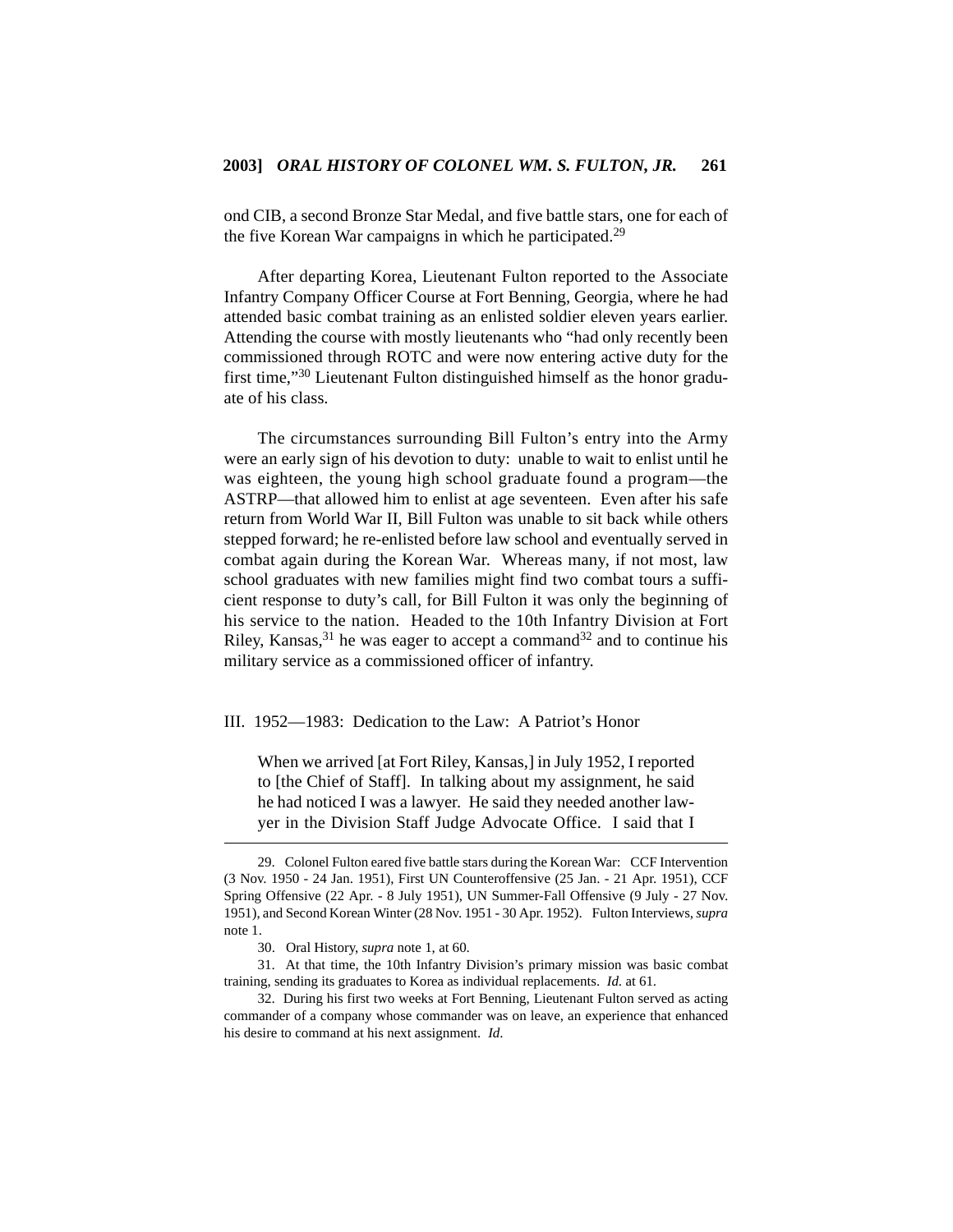ond CIB, a second Bronze Star Medal, and five battle stars, one for each of the five Korean War campaigns in which he participated.[29]

After departing Korea, Lieutenant Fulton reported to the Associate Infantry Company Officer Course at Fort Benning, Georgia, where he had attended basic combat training as an enlisted soldier eleven years earlier. Attending the course with mostly lieutenants who "had only recently been commissioned through ROTC and were now entering active duty for the first time,"[30] Lieutenant Fulton distinguished himself as the honor graduate of his class.

The circumstances surrounding Bill Fulton's entry into the Army were an early sign of his devotion to duty: unable to wait to enlist until he was eighteen, the young high school graduate found a program—the ASTRP—that allowed him to enlist at age seventeen. Even after his safe return from World War II, Bill Fulton was unable to sit back while others stepped forward; he re-enlisted before law school and eventually served in combat again during the Korean War. Whereas many, if not most, law school graduates with new families might find two combat tours a sufficient response to duty's call, for Bill Fulton it was only the beginning of his service to the nation. Headed to the 10th Infantry Division at Fort Riley, Kansas,[31] he was eager to accept a command[32] and to continue his military service as a commissioned officer of infantry.

## III. 1952—1983: Dedication to the Law: A Patriot's Honor

> When we arrived [at Fort Riley, Kansas,] in July 1952, I reported to [the Chief of Staff]. In talking about my assignment, he said he had noticed I was a lawyer. He said they needed another lawyer in the Division Staff Judge Advocate Office. I said that I

---

29. Colonel Fulton eared five battle stars during the Korean War: CCF Intervention (3 Nov. 1950 - 24 Jan. 1951), First UN Counteroffensive (25 Jan. - 21 Apr. 1951), CCF Spring Offensive (22 Apr. - 8 July 1951), UN Summer-Fall Offensive (9 July - 27 Nov. 1951), and Second Korean Winter (28 Nov. 1951 - 30 Apr. 1952). Fulton Interviews, *supra* note 1.

30. Oral History, *supra* note 1, at 60.

31. At that time, the 10th Infantry Division's primary mission was basic combat training, sending its graduates to Korea as individual replacements. *Id.* at 61.

32. During his first two weeks at Fort Benning, Lieutenant Fulton served as acting commander of a company whose commander was on leave, an experience that enhanced his desire to command at his next assignment. *Id*.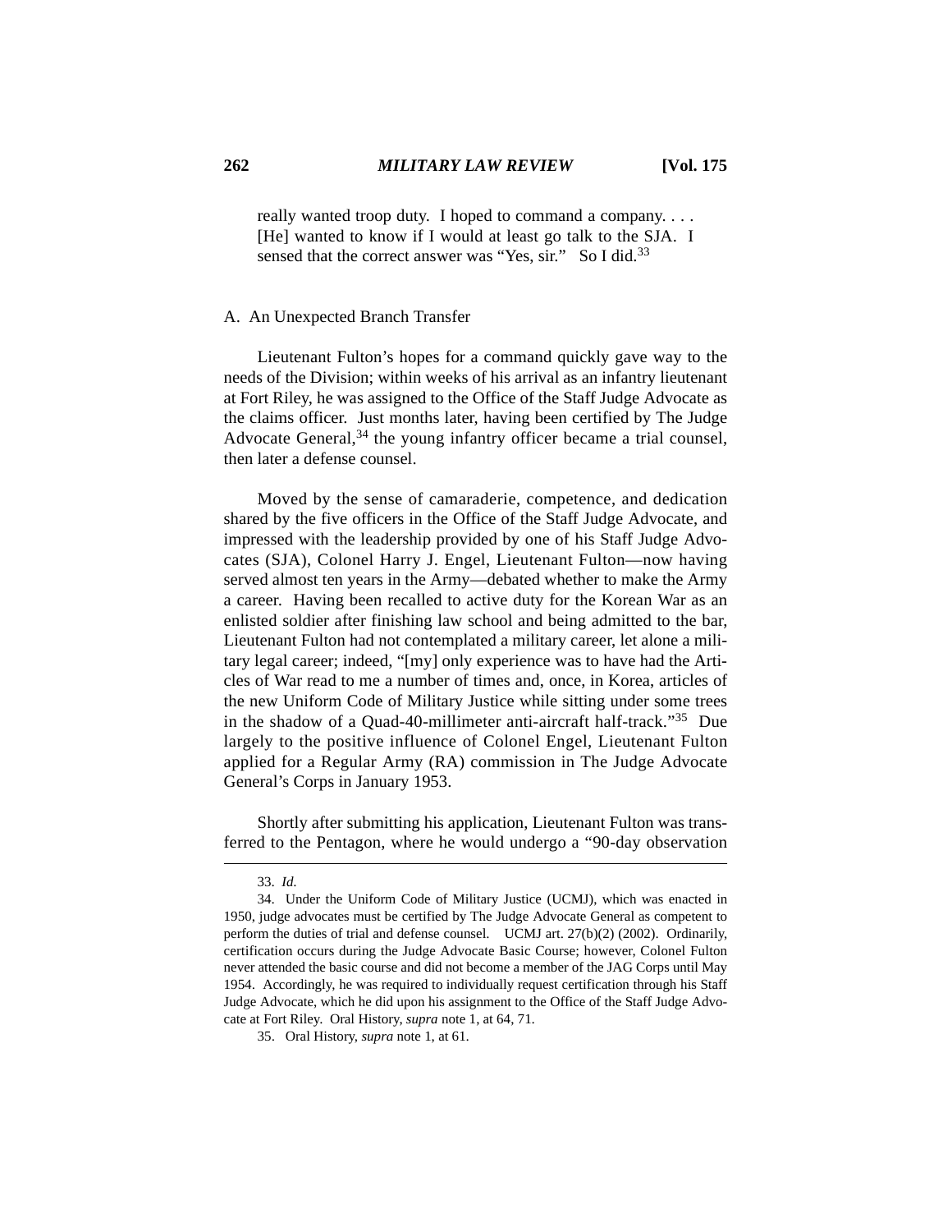> really wanted troop duty. I hoped to command a company. . . . [He] wanted to know if I would at least go talk to the SJA. I sensed that the correct answer was "Yes, sir." So I did.[33]

### A. An Unexpected Branch Transfer

Lieutenant Fulton's hopes for a command quickly gave way to the needs of the Division; within weeks of his arrival as an infantry lieutenant at Fort Riley, he was assigned to the Office of the Staff Judge Advocate as the claims officer. Just months later, having been certified by The Judge Advocate General,[34] the young infantry officer became a trial counsel, then later a defense counsel.

Moved by the sense of camaraderie, competence, and dedication shared by the five officers in the Office of the Staff Judge Advocate, and impressed with the leadership provided by one of his Staff Judge Advocates (SJA), Colonel Harry J. Engel, Lieutenant Fulton—now having served almost ten years in the Army—debated whether to make the Army a career. Having been recalled to active duty for the Korean War as an enlisted soldier after finishing law school and being admitted to the bar, Lieutenant Fulton had not contemplated a military career, let alone a military legal career; indeed, "[my] only experience was to have had the Articles of War read to me a number of times and, once, in Korea, articles of the new Uniform Code of Military Justice while sitting under some trees in the shadow of a Quad-40-millimeter anti-aircraft half-track."[35] Due largely to the positive influence of Colonel Engel, Lieutenant Fulton applied for a Regular Army (RA) commission in The Judge Advocate General's Corps in January 1953.

Shortly after submitting his application, Lieutenant Fulton was transferred to the Pentagon, where he would undergo a "90-day observation

---

33. *Id.*

34. Under the Uniform Code of Military Justice (UCMJ), which was enacted in 1950, judge advocates must be certified by The Judge Advocate General as competent to perform the duties of trial and defense counsel. UCMJ art. 27(b)(2) (2002). Ordinarily, certification occurs during the Judge Advocate Basic Course; however, Colonel Fulton never attended the basic course and did not become a member of the JAG Corps until May 1954. Accordingly, he was required to individually request certification through his Staff Judge Advocate, which he did upon his assignment to the Office of the Staff Judge Advocate at Fort Riley. Oral History, *supra* note 1, at 64, 71.

35. Oral History, *supra* note 1, at 61.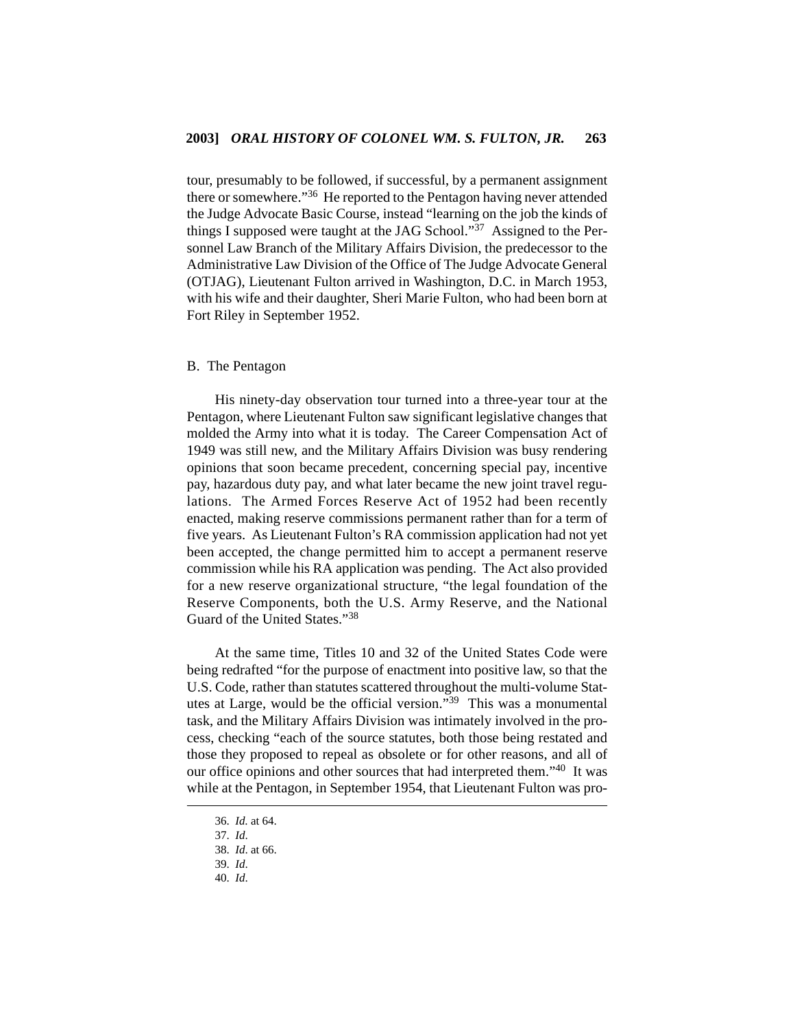tour, presumably to be followed, if successful, by a permanent assignment there or somewhere."[36] He reported to the Pentagon having never attended the Judge Advocate Basic Course, instead "learning on the job the kinds of things I supposed were taught at the JAG School."[37] Assigned to the Personnel Law Branch of the Military Affairs Division, the predecessor to the Administrative Law Division of the Office of The Judge Advocate General (OTJAG), Lieutenant Fulton arrived in Washington, D.C. in March 1953, with his wife and their daughter, Sheri Marie Fulton, who had been born at Fort Riley in September 1952.

### B. The Pentagon

His ninety-day observation tour turned into a three-year tour at the Pentagon, where Lieutenant Fulton saw significant legislative changes that molded the Army into what it is today. The Career Compensation Act of 1949 was still new, and the Military Affairs Division was busy rendering opinions that soon became precedent, concerning special pay, incentive pay, hazardous duty pay, and what later became the new joint travel regulations. The Armed Forces Reserve Act of 1952 had been recently enacted, making reserve commissions permanent rather than for a term of five years. As Lieutenant Fulton's RA commission application had not yet been accepted, the change permitted him to accept a permanent reserve commission while his RA application was pending. The Act also provided for a new reserve organizational structure, "the legal foundation of the Reserve Components, both the U.S. Army Reserve, and the National Guard of the United States."[38]

At the same time, Titles 10 and 32 of the United States Code were being redrafted "for the purpose of enactment into positive law, so that the U.S. Code, rather than statutes scattered throughout the multi-volume Statutes at Large, would be the official version."[39] This was a monumental task, and the Military Affairs Division was intimately involved in the process, checking "each of the source statutes, both those being restated and those they proposed to repeal as obsolete or for other reasons, and all of our office opinions and other sources that had interpreted them."[40] It was while at the Pentagon, in September 1954, that Lieutenant Fulton was pro-

---

36. *Id.* at 64.
37. *Id.*
38. *Id.* at 66.
39. *Id.*
40. *Id.*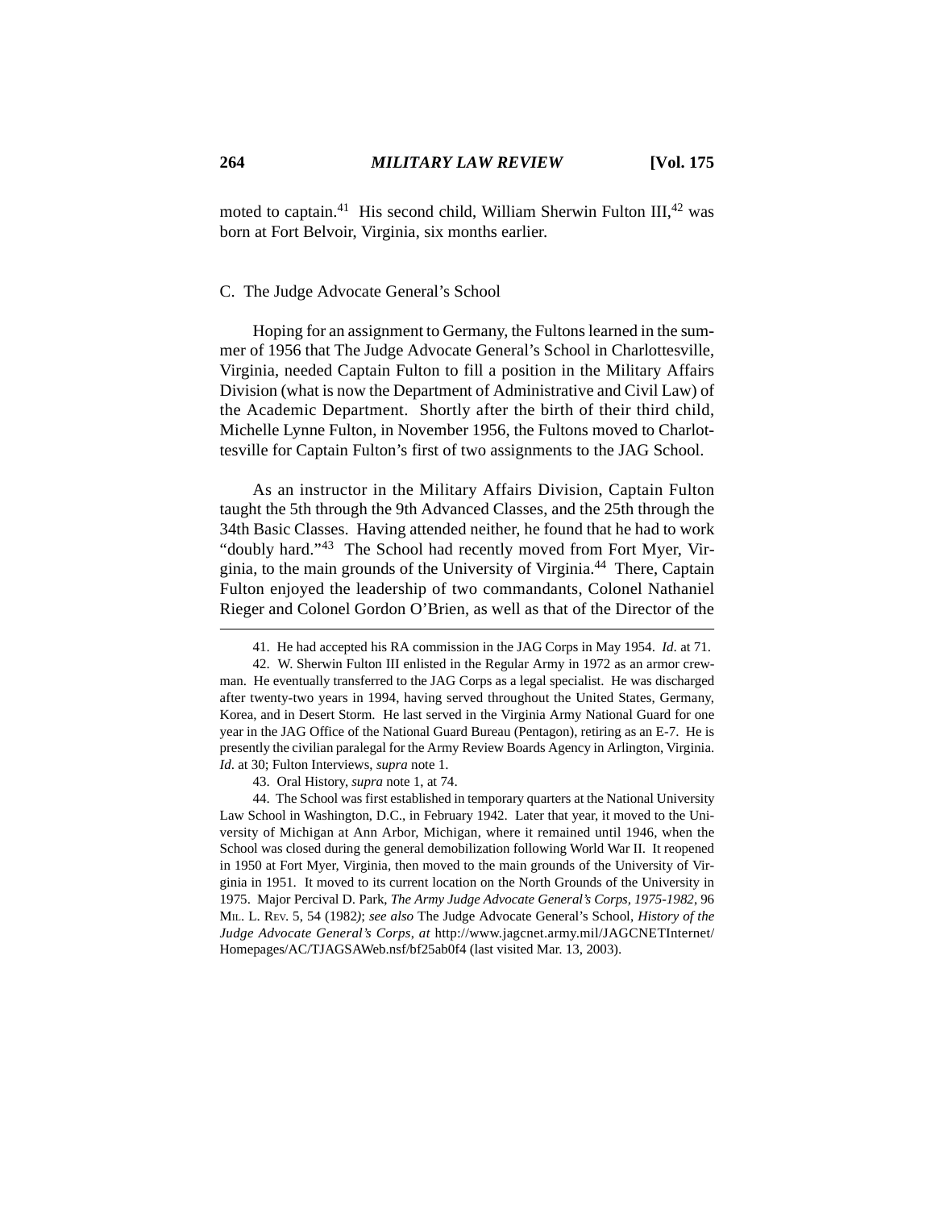moted to captain.[41] His second child, William Sherwin Fulton III,[42] was born at Fort Belvoir, Virginia, six months earlier.

### C. The Judge Advocate General's School

Hoping for an assignment to Germany, the Fultons learned in the summer of 1956 that The Judge Advocate General's School in Charlottesville, Virginia, needed Captain Fulton to fill a position in the Military Affairs Division (what is now the Department of Administrative and Civil Law) of the Academic Department. Shortly after the birth of their third child, Michelle Lynne Fulton, in November 1956, the Fultons moved to Charlottesville for Captain Fulton's first of two assignments to the JAG School.

As an instructor in the Military Affairs Division, Captain Fulton taught the 5th through the 9th Advanced Classes, and the 25th through the 34th Basic Classes. Having attended neither, he found that he had to work "doubly hard."[43] The School had recently moved from Fort Myer, Virginia, to the main grounds of the University of Virginia.[44] There, Captain Fulton enjoyed the leadership of two commandants, Colonel Nathaniel Rieger and Colonel Gordon O'Brien, as well as that of the Director of the

---

41. He had accepted his RA commission in the JAG Corps in May 1954. *Id*. at 71.

42. W. Sherwin Fulton III enlisted in the Regular Army in 1972 as an armor crewman. He eventually transferred to the JAG Corps as a legal specialist. He was discharged after twenty-two years in 1994, having served throughout the United States, Germany, Korea, and in Desert Storm. He last served in the Virginia Army National Guard for one year in the JAG Office of the National Guard Bureau (Pentagon), retiring as an E-7. He is presently the civilian paralegal for the Army Review Boards Agency in Arlington, Virginia. *Id*. at 30; Fulton Interviews, *supra* note 1.

43. Oral History, *supra* note 1, at 74.

44. The School was first established in temporary quarters at the National University Law School in Washington, D.C., in February 1942. Later that year, it moved to the University of Michigan at Ann Arbor, Michigan, where it remained until 1946, when the School was closed during the general demobilization following World War II. It reopened in 1950 at Fort Myer, Virginia, then moved to the main grounds of the University of Virginia in 1951. It moved to its current location on the North Grounds of the University in 1975. Major Percival D. Park, *The Army Judge Advocate General's Corps, 1975-1982*, 96 MIL. L. REV. 5, 54 (1982); *see also* The Judge Advocate General's School, *History of the Judge Advocate General's Corps*, *at* http://www.jagcnet.army.mil/JAGCNETInternet/Homepages/AC/TJAGSAWeb.nsf/bf25ab0f4 (last visited Mar. 13, 2003).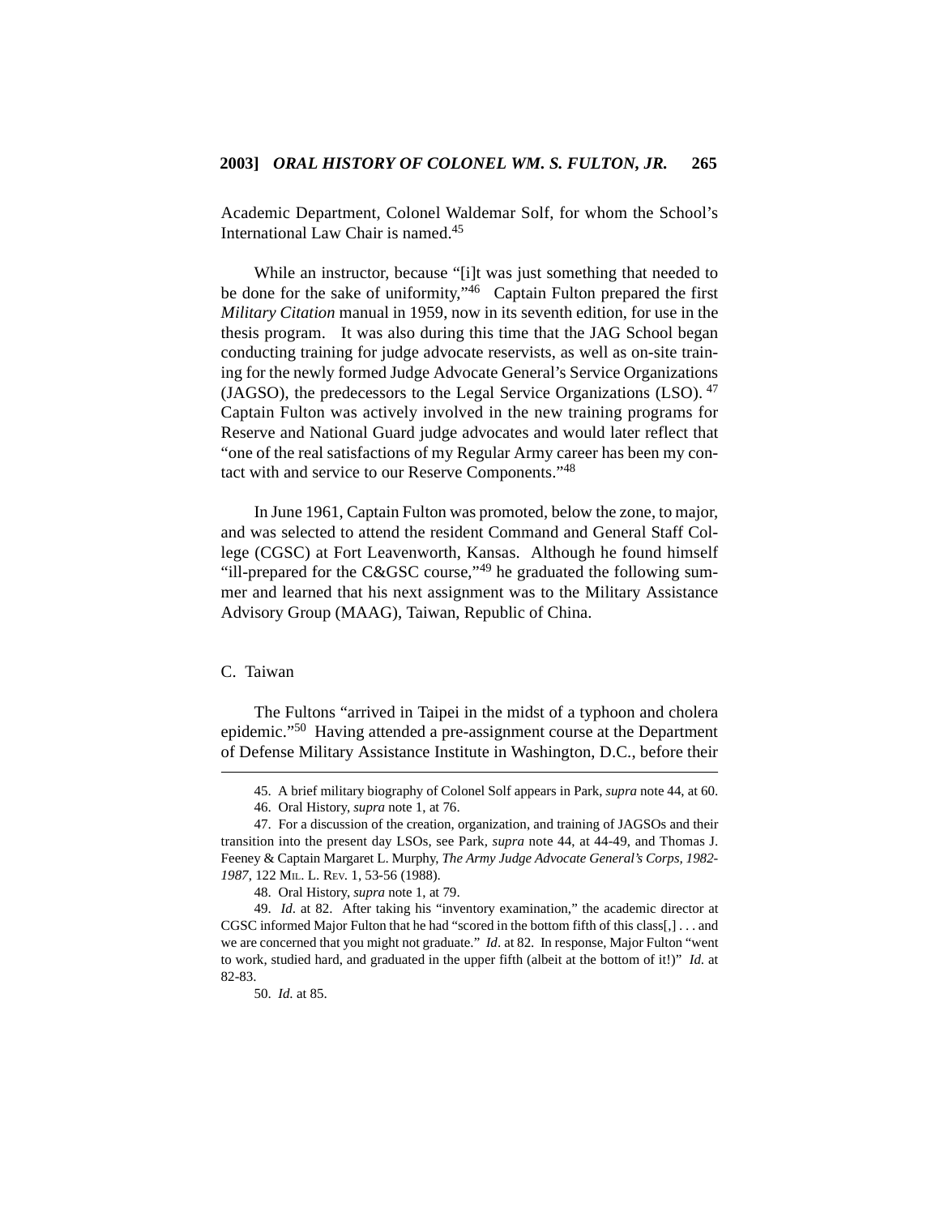Academic Department, Colonel Waldemar Solf, for whom the School's International Law Chair is named.[45]

While an instructor, because "[i]t was just something that needed to be done for the sake of uniformity,"[46] Captain Fulton prepared the first *Military Citation* manual in 1959, now in its seventh edition, for use in the thesis program. It was also during this time that the JAG School began conducting training for judge advocate reservists, as well as on-site training for the newly formed Judge Advocate General's Service Organizations (JAGSO), the predecessors to the Legal Service Organizations (LSO).[47] Captain Fulton was actively involved in the new training programs for Reserve and National Guard judge advocates and would later reflect that "one of the real satisfactions of my Regular Army career has been my contact with and service to our Reserve Components."[48]

In June 1961, Captain Fulton was promoted, below the zone, to major, and was selected to attend the resident Command and General Staff College (CGSC) at Fort Leavenworth, Kansas. Although he found himself "ill-prepared for the C&GSC course,"[49] he graduated the following summer and learned that his next assignment was to the Military Assistance Advisory Group (MAAG), Taiwan, Republic of China.

### C. Taiwan

The Fultons "arrived in Taipei in the midst of a typhoon and cholera epidemic."[50] Having attended a pre-assignment course at the Department of Defense Military Assistance Institute in Washington, D.C., before their

---

45. A brief military biography of Colonel Solf appears in Park, *supra* note 44, at 60.

46. Oral History, *supra* note 1, at 76.

47. For a discussion of the creation, organization, and training of JAGSOs and their transition into the present day LSOs, see Park, *supra* note 44, at 44-49, and Thomas J. Feeney & Captain Margaret L. Murphy, *The Army Judge Advocate General's Corps, 1982-1987*, 122 MIL. L. REV. 1, 53-56 (1988).

48. Oral History, *supra* note 1, at 79.

49. *Id*. at 82. After taking his "inventory examination," the academic director at CGSC informed Major Fulton that he had "scored in the bottom fifth of this class[,] . . . and we are concerned that you might not graduate." *Id*. at 82. In response, Major Fulton "went to work, studied hard, and graduated in the upper fifth (albeit at the bottom of it!)" *Id*. at 82-83.

50. *Id*. at 85.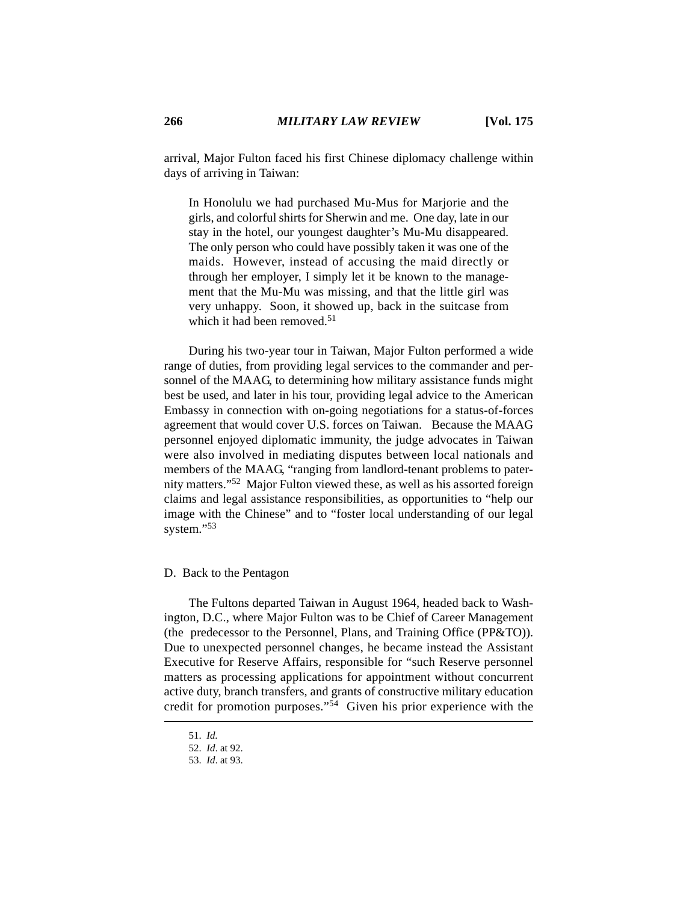arrival, Major Fulton faced his first Chinese diplomacy challenge within days of arriving in Taiwan:

> In Honolulu we had purchased Mu-Mus for Marjorie and the girls, and colorful shirts for Sherwin and me. One day, late in our stay in the hotel, our youngest daughter's Mu-Mu disappeared. The only person who could have possibly taken it was one of the maids. However, instead of accusing the maid directly or through her employer, I simply let it be known to the management that the Mu-Mu was missing, and that the little girl was very unhappy. Soon, it showed up, back in the suitcase from which it had been removed.[51]

During his two-year tour in Taiwan, Major Fulton performed a wide range of duties, from providing legal services to the commander and personnel of the MAAG, to determining how military assistance funds might best be used, and later in his tour, providing legal advice to the American Embassy in connection with on-going negotiations for a status-of-forces agreement that would cover U.S. forces on Taiwan. Because the MAAG personnel enjoyed diplomatic immunity, the judge advocates in Taiwan were also involved in mediating disputes between local nationals and members of the MAAG, "ranging from landlord-tenant problems to paternity matters."[52] Major Fulton viewed these, as well as his assorted foreign claims and legal assistance responsibilities, as opportunities to "help our image with the Chinese" and to "foster local understanding of our legal system."[53]

## D. Back to the Pentagon

The Fultons departed Taiwan in August 1964, headed back to Washington, D.C., where Major Fulton was to be Chief of Career Management (the predecessor to the Personnel, Plans, and Training Office (PP&TO)). Due to unexpected personnel changes, he became instead the Assistant Executive for Reserve Affairs, responsible for "such Reserve personnel matters as processing applications for appointment without concurrent active duty, branch transfers, and grants of constructive military education credit for promotion purposes."[54] Given his prior experience with the

---

51. *Id.*
52. *Id.* at 92.
53. *Id.* at 93.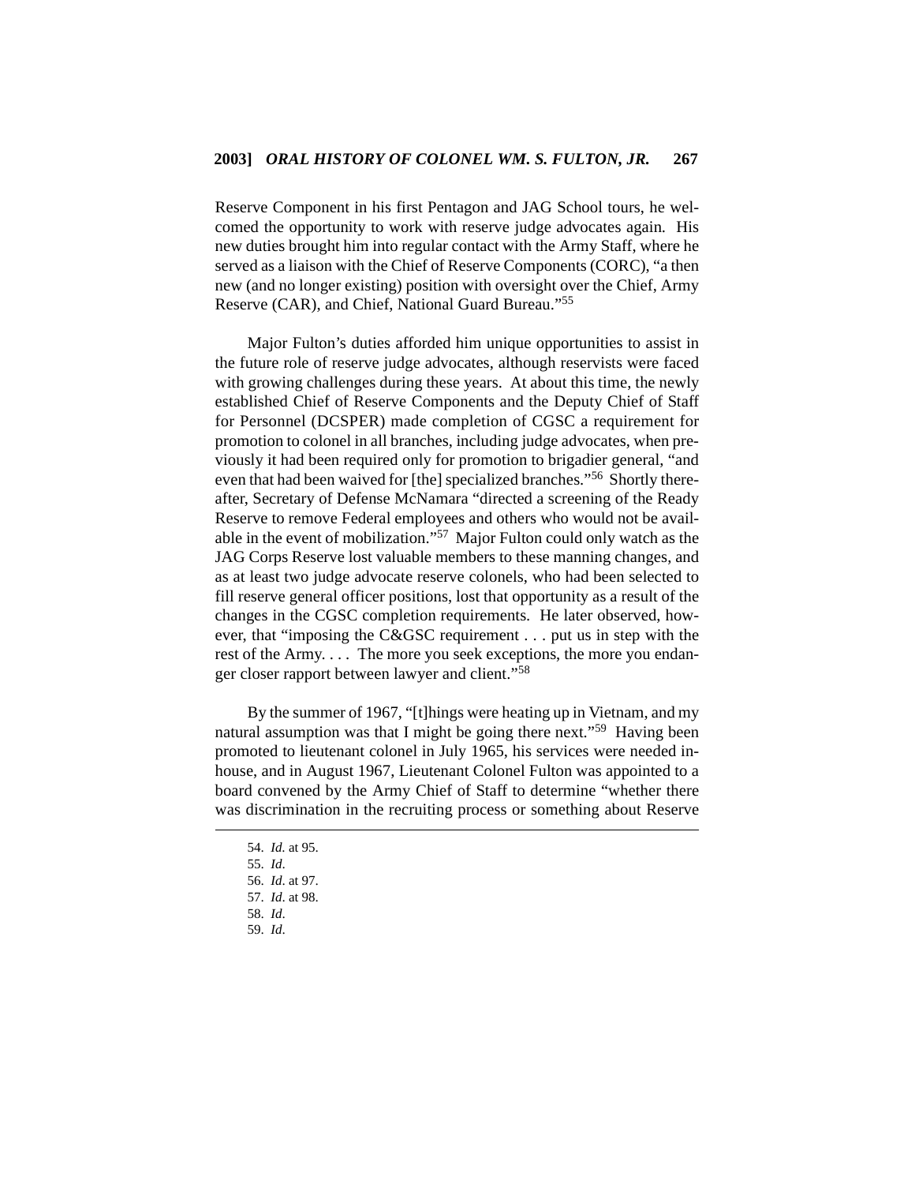Reserve Component in his first Pentagon and JAG School tours, he welcomed the opportunity to work with reserve judge advocates again. His new duties brought him into regular contact with the Army Staff, where he served as a liaison with the Chief of Reserve Components (CORC), "a then new (and no longer existing) position with oversight over the Chief, Army Reserve (CAR), and Chief, National Guard Bureau."[55]

Major Fulton's duties afforded him unique opportunities to assist in the future role of reserve judge advocates, although reservists were faced with growing challenges during these years. At about this time, the newly established Chief of Reserve Components and the Deputy Chief of Staff for Personnel (DCSPER) made completion of CGSC a requirement for promotion to colonel in all branches, including judge advocates, when previously it had been required only for promotion to brigadier general, "and even that had been waived for [the] specialized branches."[56] Shortly thereafter, Secretary of Defense McNamara "directed a screening of the Ready Reserve to remove Federal employees and others who would not be available in the event of mobilization."[57] Major Fulton could only watch as the JAG Corps Reserve lost valuable members to these manning changes, and as at least two judge advocate reserve colonels, who had been selected to fill reserve general officer positions, lost that opportunity as a result of the changes in the CGSC completion requirements. He later observed, however, that "imposing the C&GSC requirement . . . put us in step with the rest of the Army. . . . The more you seek exceptions, the more you endanger closer rapport between lawyer and client."[58]

By the summer of 1967, "[t]hings were heating up in Vietnam, and my natural assumption was that I might be going there next."[59] Having been promoted to lieutenant colonel in July 1965, his services were needed in-house, and in August 1967, Lieutenant Colonel Fulton was appointed to a board convened by the Army Chief of Staff to determine "whether there was discrimination in the recruiting process or something about Reserve

---

54. *Id.* at 95.
55. *Id.*
56. *Id.* at 97.
57. *Id.* at 98.
58. *Id.*
59. *Id.*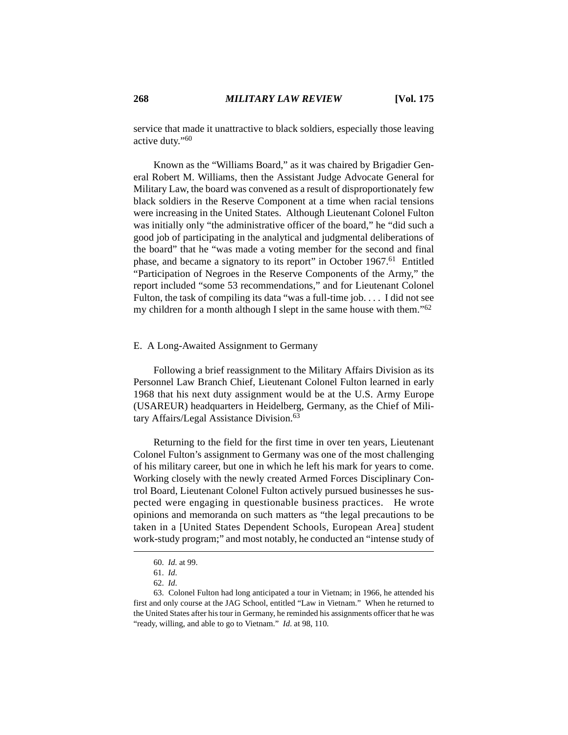service that made it unattractive to black soldiers, especially those leaving active duty."[60]

Known as the "Williams Board," as it was chaired by Brigadier General Robert M. Williams, then the Assistant Judge Advocate General for Military Law, the board was convened as a result of disproportionately few black soldiers in the Reserve Component at a time when racial tensions were increasing in the United States. Although Lieutenant Colonel Fulton was initially only "the administrative officer of the board," he "did such a good job of participating in the analytical and judgmental deliberations of the board" that he "was made a voting member for the second and final phase, and became a signatory to its report" in October 1967.[61] Entitled "Participation of Negroes in the Reserve Components of the Army," the report included "some 53 recommendations," and for Lieutenant Colonel Fulton, the task of compiling its data "was a full-time job. . . . I did not see my children for a month although I slept in the same house with them."[62]

### E. A Long-Awaited Assignment to Germany

Following a brief reassignment to the Military Affairs Division as its Personnel Law Branch Chief, Lieutenant Colonel Fulton learned in early 1968 that his next duty assignment would be at the U.S. Army Europe (USAREUR) headquarters in Heidelberg, Germany, as the Chief of Military Affairs/Legal Assistance Division.[63]

Returning to the field for the first time in over ten years, Lieutenant Colonel Fulton's assignment to Germany was one of the most challenging of his military career, but one in which he left his mark for years to come. Working closely with the newly created Armed Forces Disciplinary Control Board, Lieutenant Colonel Fulton actively pursued businesses he suspected were engaging in questionable business practices. He wrote opinions and memoranda on such matters as "the legal precautions to be taken in a [United States Dependent Schools, European Area] student work-study program;" and most notably, he conducted an "intense study of

---

60. *Id.* at 99.

61. *Id.*

62. *Id.*

63. Colonel Fulton had long anticipated a tour in Vietnam; in 1966, he attended his first and only course at the JAG School, entitled "Law in Vietnam." When he returned to the United States after his tour in Germany, he reminded his assignments officer that he was "ready, willing, and able to go to Vietnam." *Id.* at 98, 110.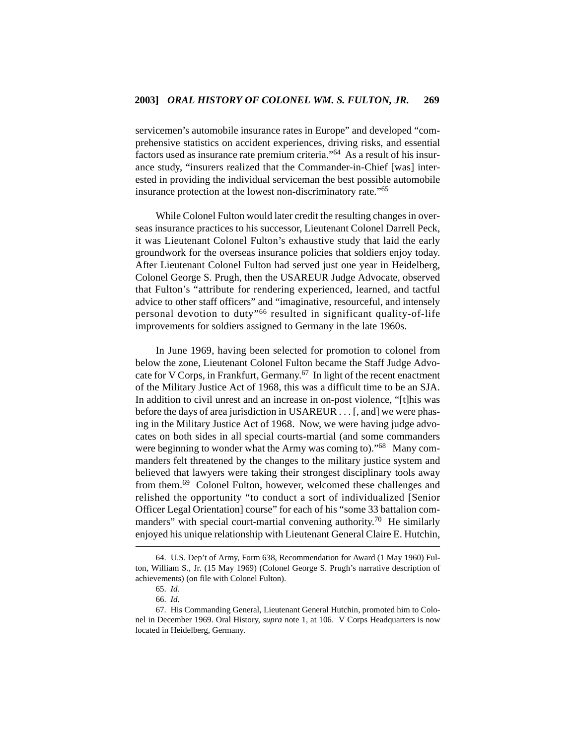servicemen's automobile insurance rates in Europe" and developed "comprehensive statistics on accident experiences, driving risks, and essential factors used as insurance rate premium criteria."[64] As a result of his insurance study, "insurers realized that the Commander-in-Chief [was] interested in providing the individual serviceman the best possible automobile insurance protection at the lowest non-discriminatory rate."[65]

While Colonel Fulton would later credit the resulting changes in overseas insurance practices to his successor, Lieutenant Colonel Darrell Peck, it was Lieutenant Colonel Fulton's exhaustive study that laid the early groundwork for the overseas insurance policies that soldiers enjoy today. After Lieutenant Colonel Fulton had served just one year in Heidelberg, Colonel George S. Prugh, then the USAREUR Judge Advocate, observed that Fulton's "attribute for rendering experienced, learned, and tactful advice to other staff officers" and "imaginative, resourceful, and intensely personal devotion to duty"[66] resulted in significant quality-of-life improvements for soldiers assigned to Germany in the late 1960s.

In June 1969, having been selected for promotion to colonel from below the zone, Lieutenant Colonel Fulton became the Staff Judge Advocate for V Corps, in Frankfurt, Germany.[67] In light of the recent enactment of the Military Justice Act of 1968, this was a difficult time to be an SJA. In addition to civil unrest and an increase in on-post violence, "[t]his was before the days of area jurisdiction in USAREUR . . . [, and] we were phasing in the Military Justice Act of 1968. Now, we were having judge advocates on both sides in all special courts-martial (and some commanders were beginning to wonder what the Army was coming to)."[68] Many commanders felt threatened by the changes to the military justice system and believed that lawyers were taking their strongest disciplinary tools away from them.[69] Colonel Fulton, however, welcomed these challenges and relished the opportunity "to conduct a sort of individualized [Senior Officer Legal Orientation] course" for each of his "some 33 battalion commanders" with special court-martial convening authority.[70] He similarly enjoyed his unique relationship with Lieutenant General Claire E. Hutchin,

---

64. U.S. Dep't of Army, Form 638, Recommendation for Award (1 May 1960) Fulton, William S., Jr. (15 May 1969) (Colonel George S. Prugh's narrative description of achievements) (on file with Colonel Fulton).

65. *Id.*

66. *Id.*

67. His Commanding General, Lieutenant General Hutchin, promoted him to Colonel in December 1969. Oral History, *supra* note 1, at 106. V Corps Headquarters is now located in Heidelberg, Germany.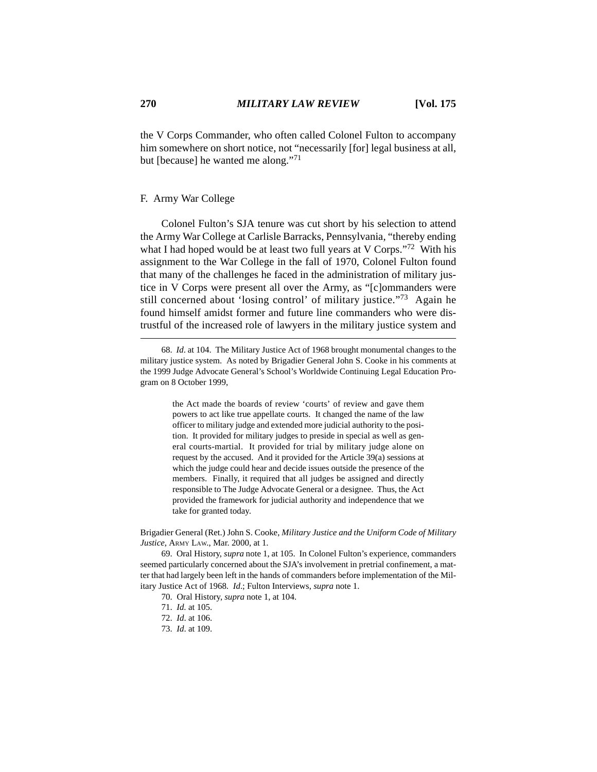the V Corps Commander, who often called Colonel Fulton to accompany him somewhere on short notice, not "necessarily [for] legal business at all, but [because] he wanted me along."[71]

### F. Army War College

Colonel Fulton's SJA tenure was cut short by his selection to attend the Army War College at Carlisle Barracks, Pennsylvania, "thereby ending what I had hoped would be at least two full years at V Corps."[72] With his assignment to the War College in the fall of 1970, Colonel Fulton found that many of the challenges he faced in the administration of military justice in V Corps were present all over the Army, as "[c]ommanders were still concerned about 'losing control' of military justice."[73] Again he found himself amidst former and future line commanders who were distrustful of the increased role of lawyers in the military justice system and

---

68. *Id*. at 104. The Military Justice Act of 1968 brought monumental changes to the military justice system. As noted by Brigadier General John S. Cooke in his comments at the 1999 Judge Advocate General's School's Worldwide Continuing Legal Education Program on 8 October 1999,

> the Act made the boards of review 'courts' of review and gave them powers to act like true appellate courts. It changed the name of the law officer to military judge and extended more judicial authority to the position. It provided for military judges to preside in special as well as general courts-martial. It provided for trial by military judge alone on request by the accused. And it provided for the Article 39(a) sessions at which the judge could hear and decide issues outside the presence of the members. Finally, it required that all judges be assigned and directly responsible to The Judge Advocate General or a designee. Thus, the Act provided the framework for judicial authority and independence that we take for granted today.

Brigadier General (Ret.) John S. Cooke, *Military Justice and the Uniform Code of Military Justice*, ARMY LAW., Mar. 2000, at 1.

69. Oral History, *supra* note 1, at 105. In Colonel Fulton's experience, commanders seemed particularly concerned about the SJA's involvement in pretrial confinement, a matter that had largely been left in the hands of commanders before implementation of the Military Justice Act of 1968. *Id*.; Fulton Interviews, *supra* note 1.

70. Oral History, *supra* note 1, at 104.

71. *Id.* at 105.

72. *Id*. at 106.

73. *Id*. at 109.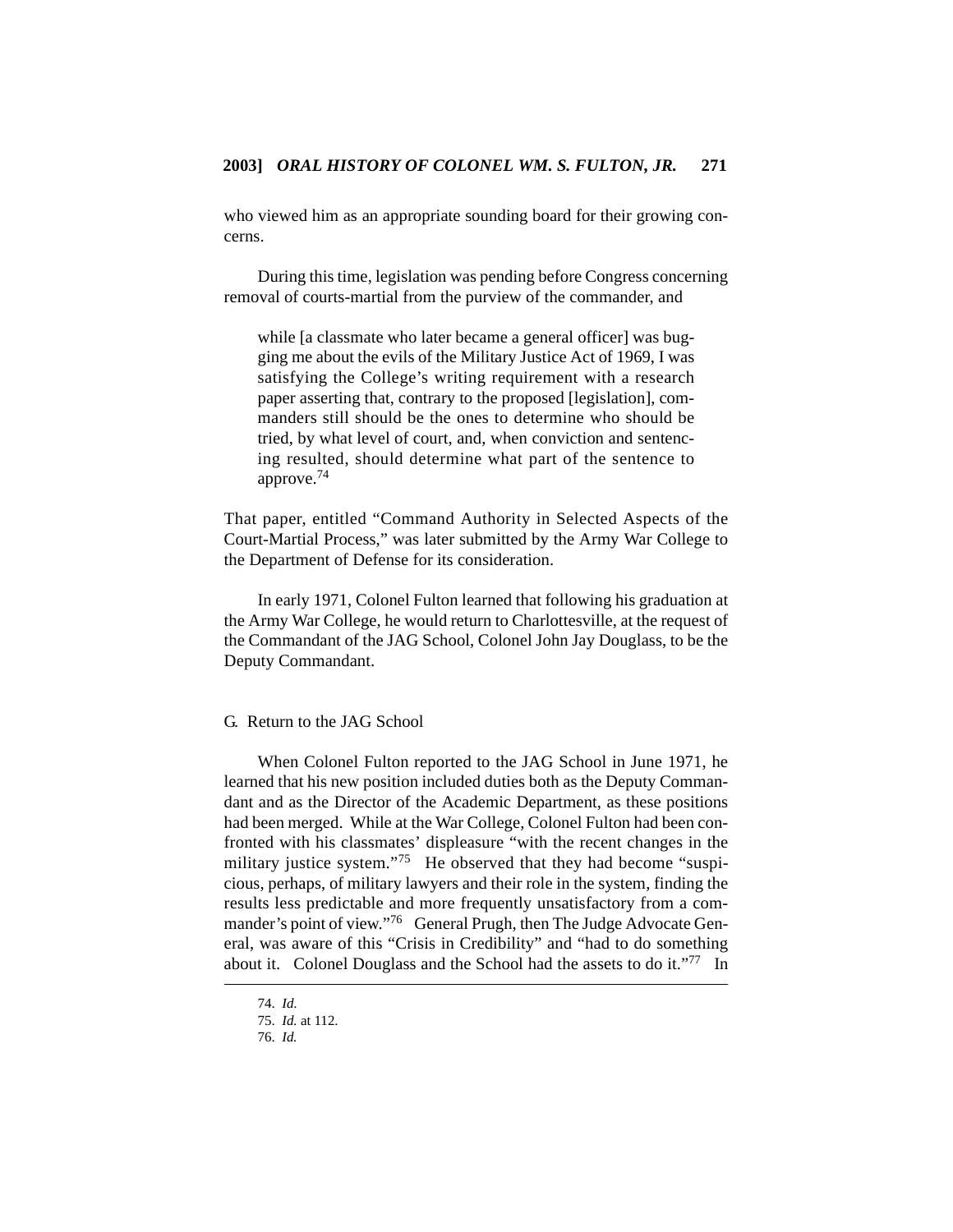who viewed him as an appropriate sounding board for their growing concerns.

During this time, legislation was pending before Congress concerning removal of courts-martial from the purview of the commander, and

> while [a classmate who later became a general officer] was bugging me about the evils of the Military Justice Act of 1969, I was satisfying the College's writing requirement with a research paper asserting that, contrary to the proposed [legislation], commanders still should be the ones to determine who should be tried, by what level of court, and, when conviction and sentencing resulted, should determine what part of the sentence to approve.[74]

That paper, entitled "Command Authority in Selected Aspects of the Court-Martial Process," was later submitted by the Army War College to the Department of Defense for its consideration.

In early 1971, Colonel Fulton learned that following his graduation at the Army War College, he would return to Charlottesville, at the request of the Commandant of the JAG School, Colonel John Jay Douglass, to be the Deputy Commandant.

### G. Return to the JAG School

When Colonel Fulton reported to the JAG School in June 1971, he learned that his new position included duties both as the Deputy Commandant and as the Director of the Academic Department, as these positions had been merged. While at the War College, Colonel Fulton had been confronted with his classmates' displeasure "with the recent changes in the military justice system."[75] He observed that they had become "suspicious, perhaps, of military lawyers and their role in the system, finding the results less predictable and more frequently unsatisfactory from a commander's point of view."[76] General Prugh, then The Judge Advocate General, was aware of this "Crisis in Credibility" and "had to do something about it. Colonel Douglass and the School had the assets to do it."[77] In

74. *Id.*

75. *Id.* at 112.

76. *Id.*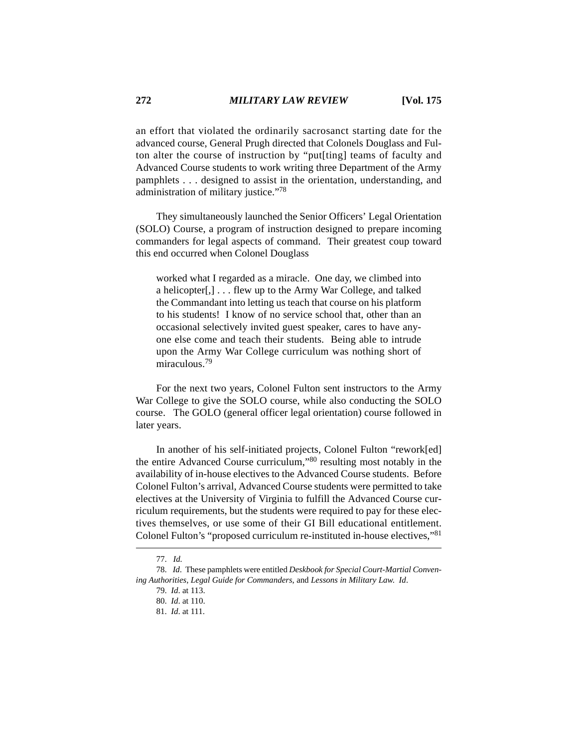an effort that violated the ordinarily sacrosanct starting date for the advanced course, General Prugh directed that Colonels Douglass and Fulton alter the course of instruction by "put[ting] teams of faculty and Advanced Course students to work writing three Department of the Army pamphlets . . . designed to assist in the orientation, understanding, and administration of military justice."[78]

They simultaneously launched the Senior Officers' Legal Orientation (SOLO) Course, a program of instruction designed to prepare incoming commanders for legal aspects of command. Their greatest coup toward this end occurred when Colonel Douglass

> worked what I regarded as a miracle. One day, we climbed into a helicopter[,] . . . flew up to the Army War College, and talked the Commandant into letting us teach that course on his platform to his students! I know of no service school that, other than an occasional selectively invited guest speaker, cares to have anyone else come and teach their students. Being able to intrude upon the Army War College curriculum was nothing short of miraculous.[79]

For the next two years, Colonel Fulton sent instructors to the Army War College to give the SOLO course, while also conducting the SOLO course. The GOLO (general officer legal orientation) course followed in later years.

In another of his self-initiated projects, Colonel Fulton "rework[ed] the entire Advanced Course curriculum,"[80] resulting most notably in the availability of in-house electives to the Advanced Course students. Before Colonel Fulton's arrival, Advanced Course students were permitted to take electives at the University of Virginia to fulfill the Advanced Course curriculum requirements, but the students were required to pay for these electives themselves, or use some of their GI Bill educational entitlement. Colonel Fulton's "proposed curriculum re-instituted in-house electives,"[81]

---

77. *Id.*

78. *Id*. These pamphlets were entitled *Deskbook for Special Court-Martial Convening Authorities*, *Legal Guide for Commanders*, and *Lessons in Military Law*. *Id*.

79. *Id*. at 113.

80. *Id*. at 110.

81. *Id*. at 111.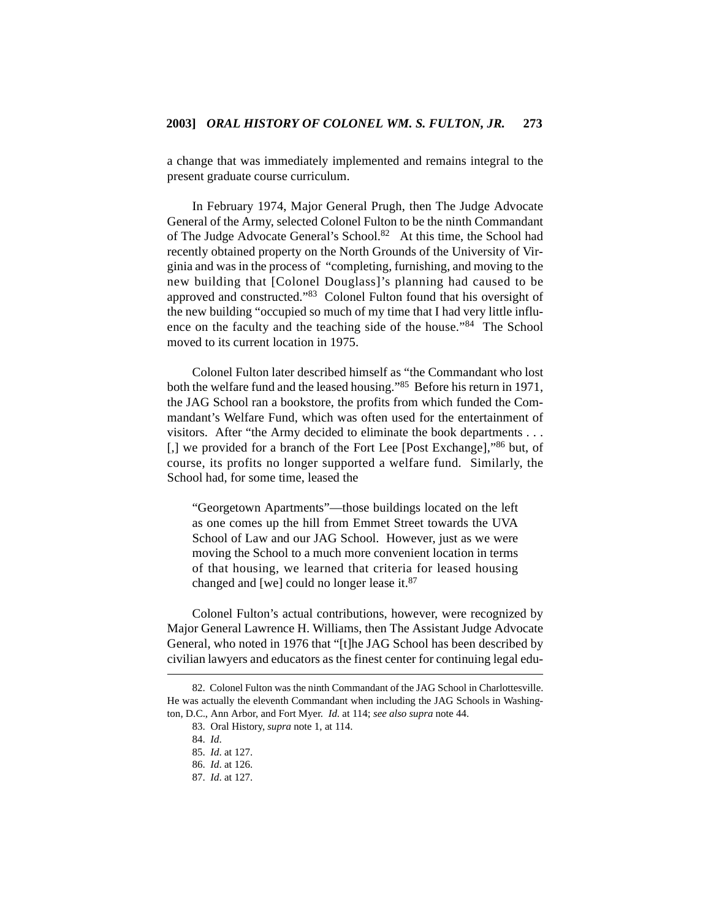a change that was immediately implemented and remains integral to the present graduate course curriculum.

In February 1974, Major General Prugh, then The Judge Advocate General of the Army, selected Colonel Fulton to be the ninth Commandant of The Judge Advocate General's School.[82] At this time, the School had recently obtained property on the North Grounds of the University of Virginia and was in the process of "completing, furnishing, and moving to the new building that [Colonel Douglass]'s planning had caused to be approved and constructed."[83] Colonel Fulton found that his oversight of the new building "occupied so much of my time that I had very little influence on the faculty and the teaching side of the house."[84] The School moved to its current location in 1975.

Colonel Fulton later described himself as "the Commandant who lost both the welfare fund and the leased housing."[85] Before his return in 1971, the JAG School ran a bookstore, the profits from which funded the Commandant's Welfare Fund, which was often used for the entertainment of visitors. After "the Army decided to eliminate the book departments . . . [,] we provided for a branch of the Fort Lee [Post Exchange],"[86] but, of course, its profits no longer supported a welfare fund. Similarly, the School had, for some time, leased the

> "Georgetown Apartments"—those buildings located on the left as one comes up the hill from Emmet Street towards the UVA School of Law and our JAG School. However, just as we were moving the School to a much more convenient location in terms of that housing, we learned that criteria for leased housing changed and [we] could no longer lease it.[87]

Colonel Fulton's actual contributions, however, were recognized by Major General Lawrence H. Williams, then The Assistant Judge Advocate General, who noted in 1976 that "[t]he JAG School has been described by civilian lawyers and educators as the finest center for continuing legal edu-

---

82. Colonel Fulton was the ninth Commandant of the JAG School in Charlottesville. He was actually the eleventh Commandant when including the JAG Schools in Washington, D.C., Ann Arbor, and Fort Myer. *Id.* at 114; *see also supra* note 44.

83. Oral History, *supra* note 1, at 114.

84. *Id*.

85. *Id*. at 127.

86. *Id*. at 126.

87. *Id*. at 127.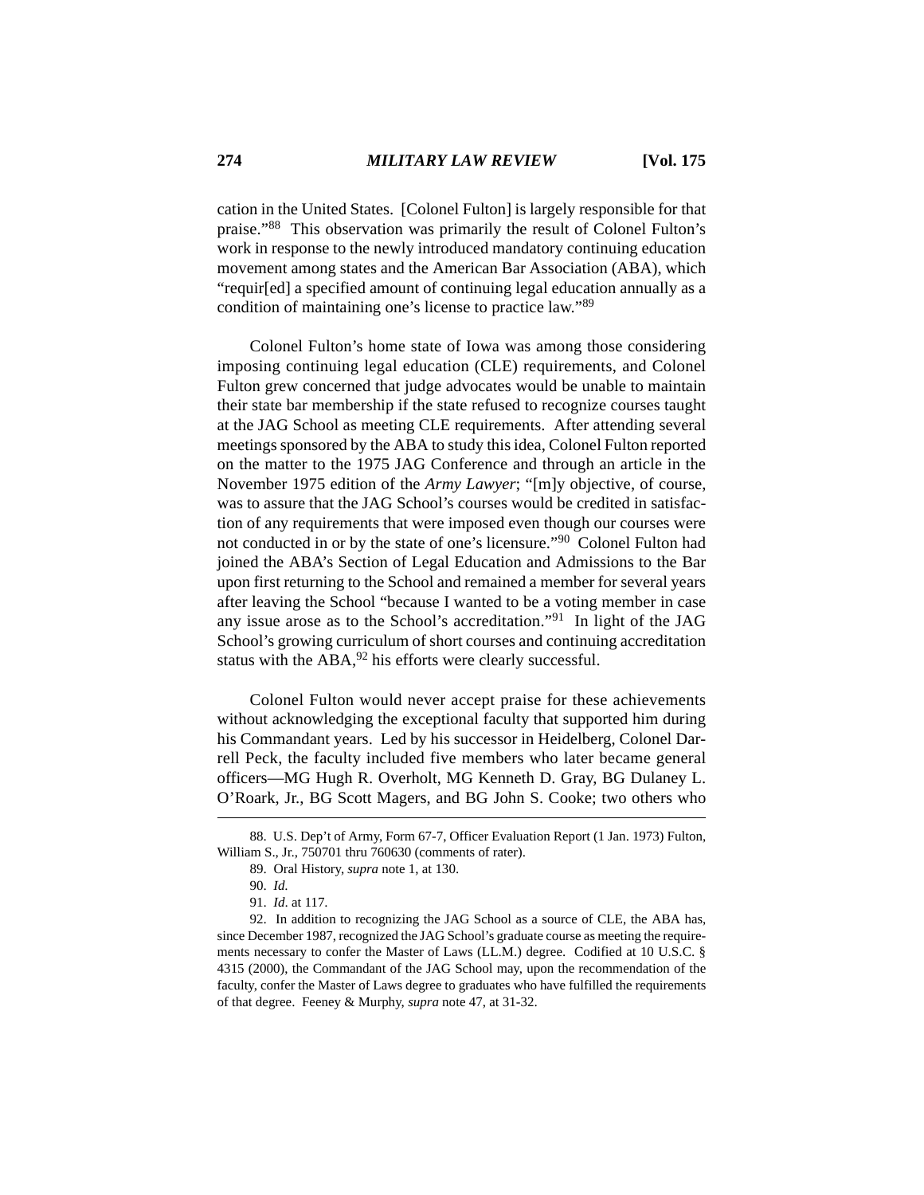cation in the United States. [Colonel Fulton] is largely responsible for that praise."[88] This observation was primarily the result of Colonel Fulton's work in response to the newly introduced mandatory continuing education movement among states and the American Bar Association (ABA), which "requir[ed] a specified amount of continuing legal education annually as a condition of maintaining one's license to practice law."[89]

Colonel Fulton's home state of Iowa was among those considering imposing continuing legal education (CLE) requirements, and Colonel Fulton grew concerned that judge advocates would be unable to maintain their state bar membership if the state refused to recognize courses taught at the JAG School as meeting CLE requirements. After attending several meetings sponsored by the ABA to study this idea, Colonel Fulton reported on the matter to the 1975 JAG Conference and through an article in the November 1975 edition of the *Army Lawyer*; "[m]y objective, of course, was to assure that the JAG School's courses would be credited in satisfaction of any requirements that were imposed even though our courses were not conducted in or by the state of one's licensure."[90] Colonel Fulton had joined the ABA's Section of Legal Education and Admissions to the Bar upon first returning to the School and remained a member for several years after leaving the School "because I wanted to be a voting member in case any issue arose as to the School's accreditation."[91] In light of the JAG School's growing curriculum of short courses and continuing accreditation status with the ABA,[92] his efforts were clearly successful.

Colonel Fulton would never accept praise for these achievements without acknowledging the exceptional faculty that supported him during his Commandant years. Led by his successor in Heidelberg, Colonel Darrell Peck, the faculty included five members who later became general officers—MG Hugh R. Overholt, MG Kenneth D. Gray, BG Dulaney L. O'Roark, Jr., BG Scott Magers, and BG John S. Cooke; two others who

---

88. U.S. Dep't of Army, Form 67-7, Officer Evaluation Report (1 Jan. 1973) Fulton, William S., Jr., 750701 thru 760630 (comments of rater).

89. Oral History, *supra* note 1, at 130.

90. *Id.*

91. *Id*. at 117.

92. In addition to recognizing the JAG School as a source of CLE, the ABA has, since December 1987, recognized the JAG School's graduate course as meeting the requirements necessary to confer the Master of Laws (LL.M.) degree. Codified at 10 U.S.C. § 4315 (2000), the Commandant of the JAG School may, upon the recommendation of the faculty, confer the Master of Laws degree to graduates who have fulfilled the requirements of that degree. Feeney & Murphy, *supra* note 47, at 31-32.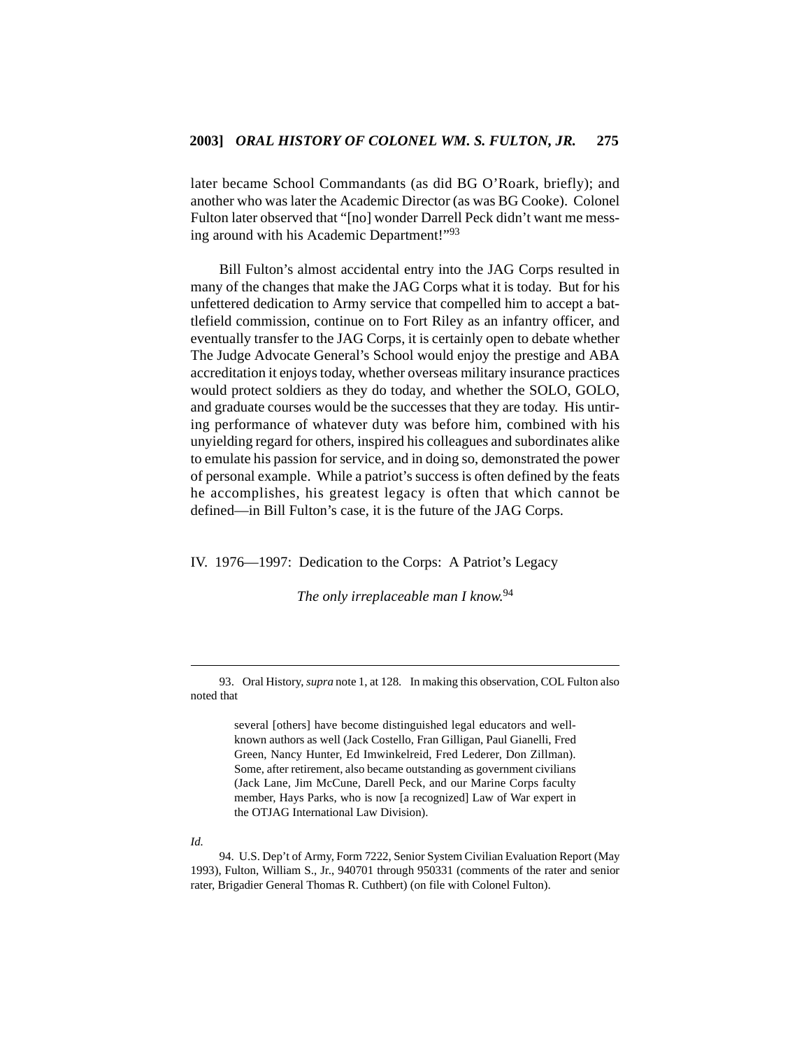later became School Commandants (as did BG O'Roark, briefly); and another who was later the Academic Director (as was BG Cooke). Colonel Fulton later observed that "[no] wonder Darrell Peck didn't want me messing around with his Academic Department!"[93]

Bill Fulton's almost accidental entry into the JAG Corps resulted in many of the changes that make the JAG Corps what it is today. But for his unfettered dedication to Army service that compelled him to accept a battlefield commission, continue on to Fort Riley as an infantry officer, and eventually transfer to the JAG Corps, it is certainly open to debate whether The Judge Advocate General's School would enjoy the prestige and ABA accreditation it enjoys today, whether overseas military insurance practices would protect soldiers as they do today, and whether the SOLO, GOLO, and graduate courses would be the successes that they are today. His untiring performance of whatever duty was before him, combined with his unyielding regard for others, inspired his colleagues and subordinates alike to emulate his passion for service, and in doing so, demonstrated the power of personal example. While a patriot's success is often defined by the feats he accomplishes, his greatest legacy is often that which cannot be defined—in Bill Fulton's case, it is the future of the JAG Corps.

## IV. 1976—1997: Dedication to the Corps: A Patriot's Legacy

*The only irreplaceable man I know.*[94]

---

93. Oral History, *supra* note 1, at 128. In making this observation, COL Fulton also noted that

> several [others] have become distinguished legal educators and well-known authors as well (Jack Costello, Fran Gilligan, Paul Gianelli, Fred Green, Nancy Hunter, Ed Imwinkelreid, Fred Lederer, Don Zillman). Some, after retirement, also became outstanding as government civilians (Jack Lane, Jim McCune, Darell Peck, and our Marine Corps faculty member, Hays Parks, who is now [a recognized] Law of War expert in the OTJAG International Law Division).

*Id.*

94. U.S. Dep't of Army, Form 7222, Senior System Civilian Evaluation Report (May 1993), Fulton, William S., Jr., 940701 through 950331 (comments of the rater and senior rater, Brigadier General Thomas R. Cuthbert) (on file with Colonel Fulton).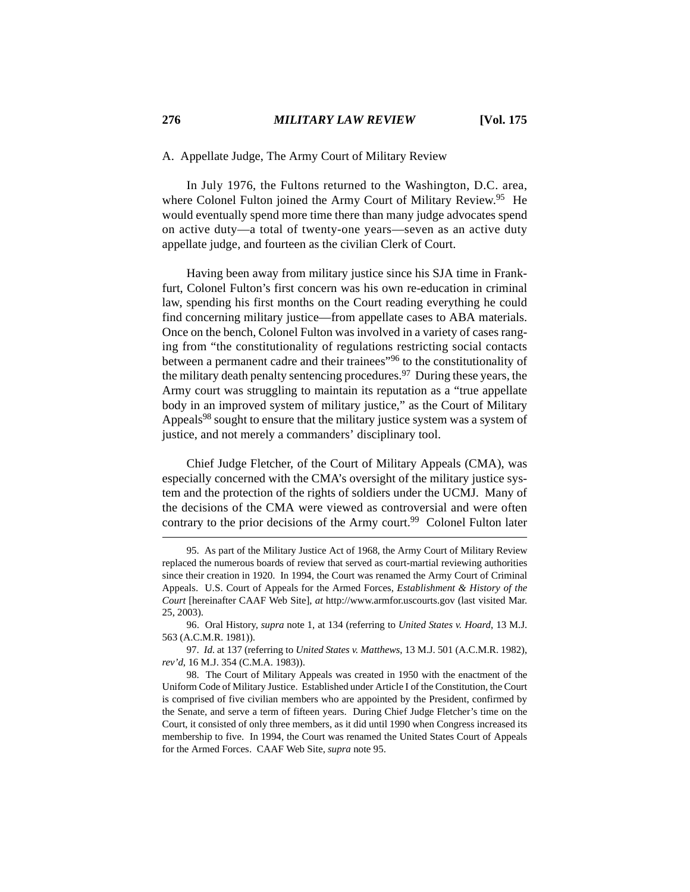### A. Appellate Judge, The Army Court of Military Review

In July 1976, the Fultons returned to the Washington, D.C. area, where Colonel Fulton joined the Army Court of Military Review.[95] He would eventually spend more time there than many judge advocates spend on active duty—a total of twenty-one years—seven as an active duty appellate judge, and fourteen as the civilian Clerk of Court.

Having been away from military justice since his SJA time in Frankfurt, Colonel Fulton's first concern was his own re-education in criminal law, spending his first months on the Court reading everything he could find concerning military justice—from appellate cases to ABA materials. Once on the bench, Colonel Fulton was involved in a variety of cases ranging from "the constitutionality of regulations restricting social contacts between a permanent cadre and their trainees"[96] to the constitutionality of the military death penalty sentencing procedures.[97] During these years, the Army court was struggling to maintain its reputation as a "true appellate body in an improved system of military justice," as the Court of Military Appeals[98] sought to ensure that the military justice system was a system of justice, and not merely a commanders' disciplinary tool.

Chief Judge Fletcher, of the Court of Military Appeals (CMA), was especially concerned with the CMA's oversight of the military justice system and the protection of the rights of soldiers under the UCMJ. Many of the decisions of the CMA were viewed as controversial and were often contrary to the prior decisions of the Army court.[99] Colonel Fulton later

---

95. As part of the Military Justice Act of 1968, the Army Court of Military Review replaced the numerous boards of review that served as court-martial reviewing authorities since their creation in 1920. In 1994, the Court was renamed the Army Court of Criminal Appeals. U.S. Court of Appeals for the Armed Forces, *Establishment & History of the Court* [hereinafter CAAF Web Site], *at* http://www.armfor.uscourts.gov (last visited Mar. 25, 2003).

96. Oral History, *supra* note 1, at 134 (referring to *United States v. Hoard*, 13 M.J. 563 (A.C.M.R. 1981)).

97. *Id.* at 137 (referring to *United States v. Matthews*, 13 M.J. 501 (A.C.M.R. 1982), *rev'd*, 16 M.J. 354 (C.M.A. 1983)).

98. The Court of Military Appeals was created in 1950 with the enactment of the Uniform Code of Military Justice. Established under Article I of the Constitution, the Court is comprised of five civilian members who are appointed by the President, confirmed by the Senate, and serve a term of fifteen years. During Chief Judge Fletcher's time on the Court, it consisted of only three members, as it did until 1990 when Congress increased its membership to five. In 1994, the Court was renamed the United States Court of Appeals for the Armed Forces. CAAF Web Site, *supra* note 95.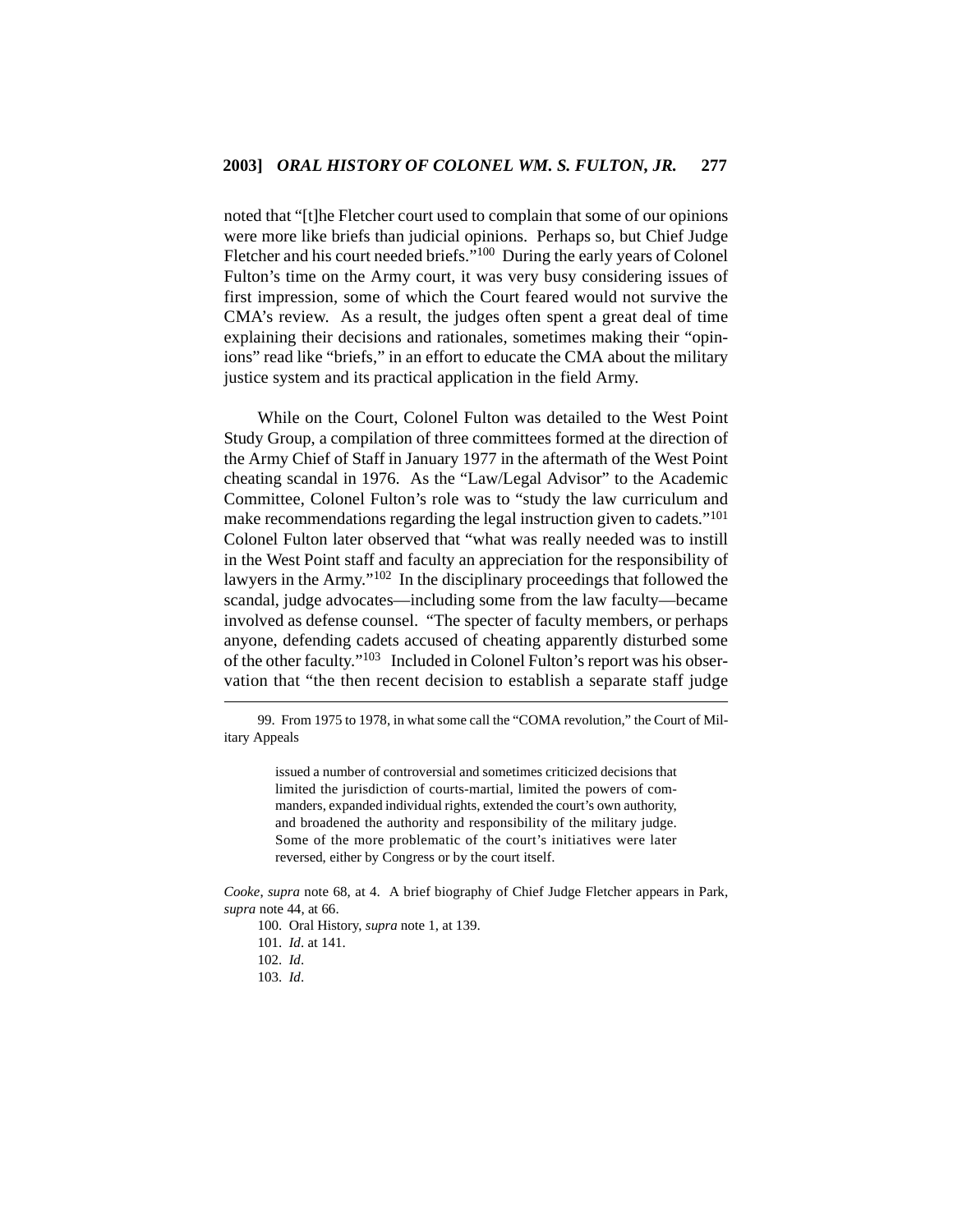noted that "[t]he Fletcher court used to complain that some of our opinions were more like briefs than judicial opinions. Perhaps so, but Chief Judge Fletcher and his court needed briefs."[100] During the early years of Colonel Fulton's time on the Army court, it was very busy considering issues of first impression, some of which the Court feared would not survive the CMA's review. As a result, the judges often spent a great deal of time explaining their decisions and rationales, sometimes making their "opinions" read like "briefs," in an effort to educate the CMA about the military justice system and its practical application in the field Army.

While on the Court, Colonel Fulton was detailed to the West Point Study Group, a compilation of three committees formed at the direction of the Army Chief of Staff in January 1977 in the aftermath of the West Point cheating scandal in 1976. As the "Law/Legal Advisor" to the Academic Committee, Colonel Fulton's role was to "study the law curriculum and make recommendations regarding the legal instruction given to cadets."[101] Colonel Fulton later observed that "what was really needed was to instill in the West Point staff and faculty an appreciation for the responsibility of lawyers in the Army."[102] In the disciplinary proceedings that followed the scandal, judge advocates—including some from the law faculty—became involved as defense counsel. "The specter of faculty members, or perhaps anyone, defending cadets accused of cheating apparently disturbed some of the other faculty."[103] Included in Colonel Fulton's report was his observation that "the then recent decision to establish a separate staff judge

---

99. From 1975 to 1978, in what some call the "COMA revolution," the Court of Military Appeals

> issued a number of controversial and sometimes criticized decisions that limited the jurisdiction of courts-martial, limited the powers of commanders, expanded individual rights, extended the court's own authority, and broadened the authority and responsibility of the military judge. Some of the more problematic of the court's initiatives were later reversed, either by Congress or by the court itself.

*Cooke*, *supra* note 68, at 4. A brief biography of Chief Judge Fletcher appears in Park, *supra* note 44, at 66.

100. Oral History, *supra* note 1, at 139.

101. *Id*. at 141.

102. *Id*.

103. *Id*.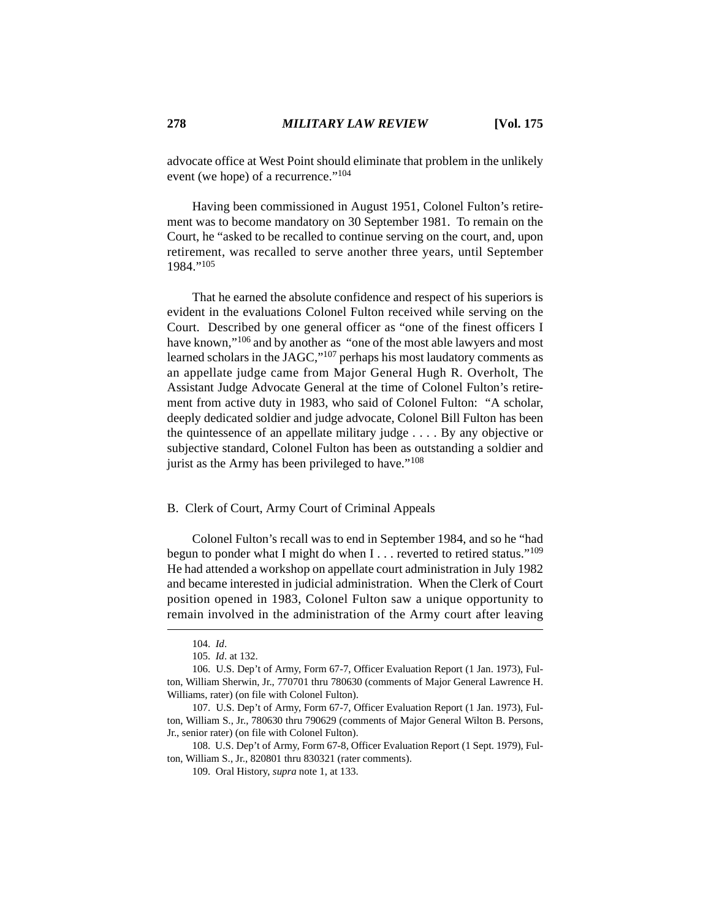advocate office at West Point should eliminate that problem in the unlikely event (we hope) of a recurrence."[104]

Having been commissioned in August 1951, Colonel Fulton's retirement was to become mandatory on 30 September 1981. To remain on the Court, he "asked to be recalled to continue serving on the court, and, upon retirement, was recalled to serve another three years, until September 1984."[105]

That he earned the absolute confidence and respect of his superiors is evident in the evaluations Colonel Fulton received while serving on the Court. Described by one general officer as "one of the finest officers I have known,"[106] and by another as "one of the most able lawyers and most learned scholars in the JAGC,"[107] perhaps his most laudatory comments as an appellate judge came from Major General Hugh R. Overholt, The Assistant Judge Advocate General at the time of Colonel Fulton's retirement from active duty in 1983, who said of Colonel Fulton: "A scholar, deeply dedicated soldier and judge advocate, Colonel Bill Fulton has been the quintessence of an appellate military judge . . . . By any objective or subjective standard, Colonel Fulton has been as outstanding a soldier and jurist as the Army has been privileged to have."[108]

B. Clerk of Court, Army Court of Criminal Appeals

Colonel Fulton's recall was to end in September 1984, and so he "had begun to ponder what I might do when I . . . reverted to retired status."[109] He had attended a workshop on appellate court administration in July 1982 and became interested in judicial administration. When the Clerk of Court position opened in 1983, Colonel Fulton saw a unique opportunity to remain involved in the administration of the Army court after leaving

---

104. *Id*.

105. *Id*. at 132.

106. U.S. Dep't of Army, Form 67-7, Officer Evaluation Report (1 Jan. 1973), Fulton, William Sherwin, Jr., 770701 thru 780630 (comments of Major General Lawrence H. Williams, rater) (on file with Colonel Fulton).

107. U.S. Dep't of Army, Form 67-7, Officer Evaluation Report (1 Jan. 1973), Fulton, William S., Jr., 780630 thru 790629 (comments of Major General Wilton B. Persons, Jr., senior rater) (on file with Colonel Fulton).

108. U.S. Dep't of Army, Form 67-8, Officer Evaluation Report (1 Sept. 1979), Fulton, William S., Jr., 820801 thru 830321 (rater comments).

109. Oral History, *supra* note 1, at 133.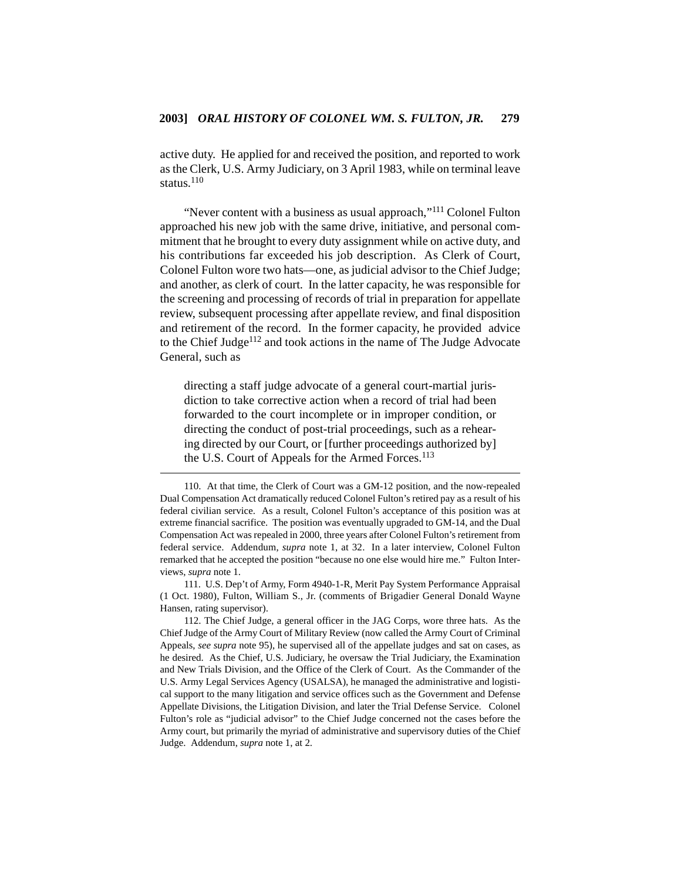active duty. He applied for and received the position, and reported to work as the Clerk, U.S. Army Judiciary, on 3 April 1983, while on terminal leave status.[110]

"Never content with a business as usual approach,"[111] Colonel Fulton approached his new job with the same drive, initiative, and personal commitment that he brought to every duty assignment while on active duty, and his contributions far exceeded his job description. As Clerk of Court, Colonel Fulton wore two hats—one, as judicial advisor to the Chief Judge; and another, as clerk of court. In the latter capacity, he was responsible for the screening and processing of records of trial in preparation for appellate review, subsequent processing after appellate review, and final disposition and retirement of the record. In the former capacity, he provided advice to the Chief Judge[112] and took actions in the name of The Judge Advocate General, such as

> directing a staff judge advocate of a general court-martial jurisdiction to take corrective action when a record of trial had been forwarded to the court incomplete or in improper condition, or directing the conduct of post-trial proceedings, such as a rehearing directed by our Court, or [further proceedings authorized by] the U.S. Court of Appeals for the Armed Forces.[113]

---

110. At that time, the Clerk of Court was a GM-12 position, and the now-repealed Dual Compensation Act dramatically reduced Colonel Fulton's retired pay as a result of his federal civilian service. As a result, Colonel Fulton's acceptance of this position was at extreme financial sacrifice. The position was eventually upgraded to GM-14, and the Dual Compensation Act was repealed in 2000, three years after Colonel Fulton's retirement from federal service. Addendum, *supra* note 1, at 32. In a later interview, Colonel Fulton remarked that he accepted the position "because no one else would hire me." Fulton Interviews, *supra* note 1.

111. U.S. Dep't of Army, Form 4940-1-R, Merit Pay System Performance Appraisal (1 Oct. 1980), Fulton, William S., Jr. (comments of Brigadier General Donald Wayne Hansen, rating supervisor).

112. The Chief Judge, a general officer in the JAG Corps, wore three hats. As the Chief Judge of the Army Court of Military Review (now called the Army Court of Criminal Appeals, *see supra* note 95), he supervised all of the appellate judges and sat on cases, as he desired. As the Chief, U.S. Judiciary, he oversaw the Trial Judiciary, the Examination and New Trials Division, and the Office of the Clerk of Court. As the Commander of the U.S. Army Legal Services Agency (USALSA), he managed the administrative and logistical support to the many litigation and service offices such as the Government and Defense Appellate Divisions, the Litigation Division, and later the Trial Defense Service. Colonel Fulton's role as "judicial advisor" to the Chief Judge concerned not the cases before the Army court, but primarily the myriad of administrative and supervisory duties of the Chief Judge. Addendum, *supra* note 1, at 2.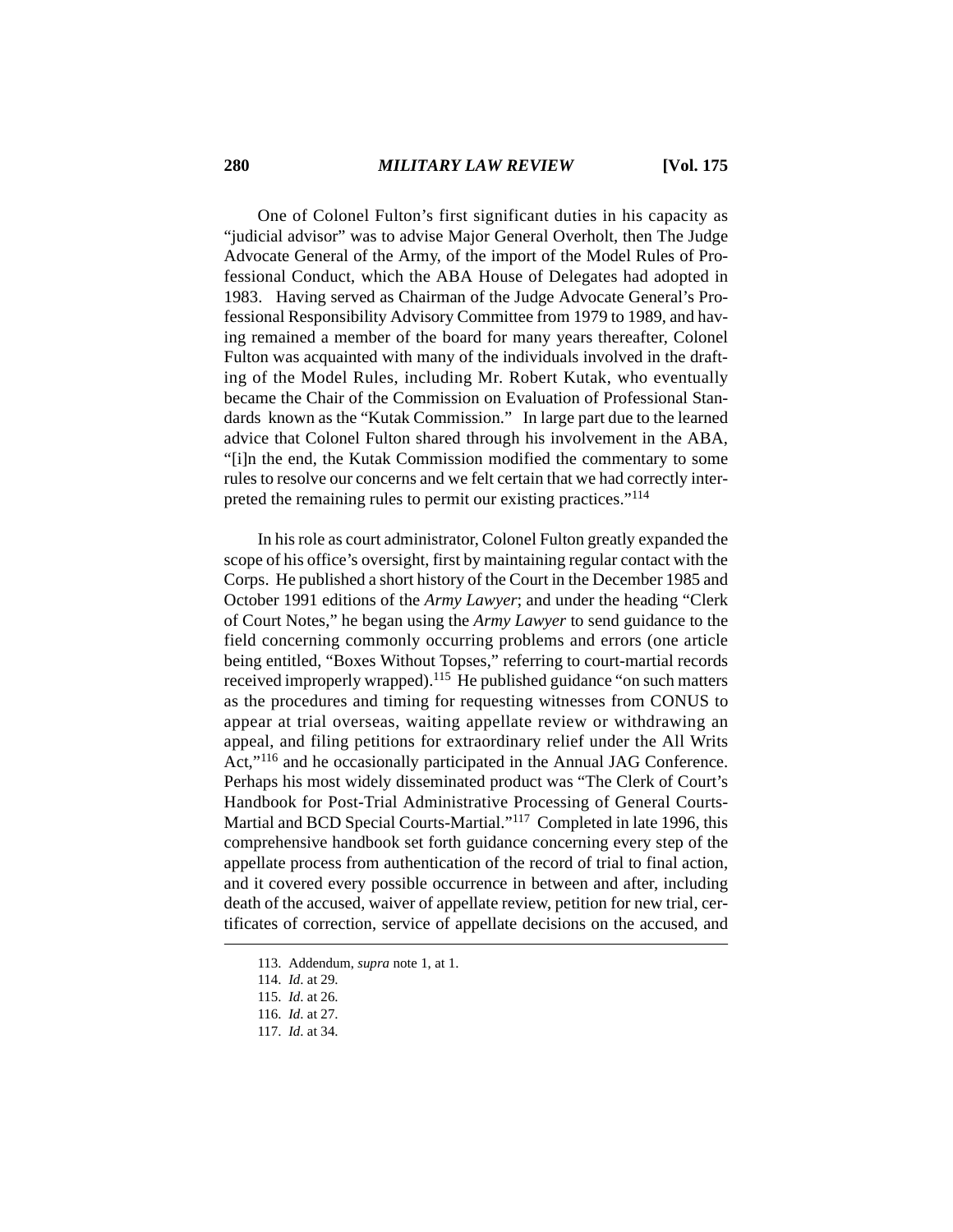One of Colonel Fulton's first significant duties in his capacity as "judicial advisor" was to advise Major General Overholt, then The Judge Advocate General of the Army, of the import of the Model Rules of Professional Conduct, which the ABA House of Delegates had adopted in 1983. Having served as Chairman of the Judge Advocate General's Professional Responsibility Advisory Committee from 1979 to 1989, and having remained a member of the board for many years thereafter, Colonel Fulton was acquainted with many of the individuals involved in the drafting of the Model Rules, including Mr. Robert Kutak, who eventually became the Chair of the Commission on Evaluation of Professional Standards known as the "Kutak Commission." In large part due to the learned advice that Colonel Fulton shared through his involvement in the ABA, "[i]n the end, the Kutak Commission modified the commentary to some rules to resolve our concerns and we felt certain that we had correctly interpreted the remaining rules to permit our existing practices."[114]

In his role as court administrator, Colonel Fulton greatly expanded the scope of his office's oversight, first by maintaining regular contact with the Corps. He published a short history of the Court in the December 1985 and October 1991 editions of the *Army Lawyer*; and under the heading "Clerk of Court Notes," he began using the *Army Lawyer* to send guidance to the field concerning commonly occurring problems and errors (one article being entitled, "Boxes Without Topses," referring to court-martial records received improperly wrapped).[115] He published guidance "on such matters as the procedures and timing for requesting witnesses from CONUS to appear at trial overseas, waiting appellate review or withdrawing an appeal, and filing petitions for extraordinary relief under the All Writs Act,"[116] and he occasionally participated in the Annual JAG Conference. Perhaps his most widely disseminated product was "The Clerk of Court's Handbook for Post-Trial Administrative Processing of General Courts-Martial and BCD Special Courts-Martial."[117] Completed in late 1996, this comprehensive handbook set forth guidance concerning every step of the appellate process from authentication of the record of trial to final action, and it covered every possible occurrence in between and after, including death of the accused, waiver of appellate review, petition for new trial, certificates of correction, service of appellate decisions on the accused, and

---

113. Addendum, *supra* note 1, at 1.

114. *Id.* at 29.

115. *Id.* at 26.

116. *Id.* at 27.

117. *Id.* at 34.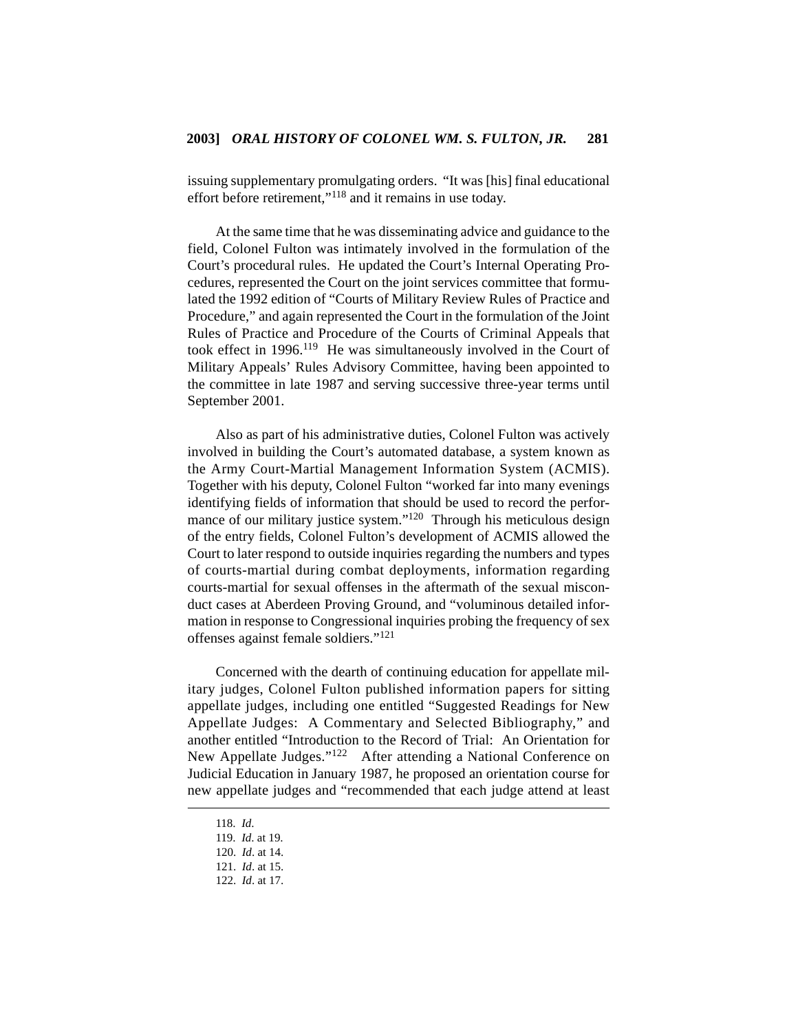issuing supplementary promulgating orders. "It was [his] final educational effort before retirement,"[118] and it remains in use today.

At the same time that he was disseminating advice and guidance to the field, Colonel Fulton was intimately involved in the formulation of the Court's procedural rules. He updated the Court's Internal Operating Procedures, represented the Court on the joint services committee that formulated the 1992 edition of "Courts of Military Review Rules of Practice and Procedure," and again represented the Court in the formulation of the Joint Rules of Practice and Procedure of the Courts of Criminal Appeals that took effect in 1996.[119] He was simultaneously involved in the Court of Military Appeals' Rules Advisory Committee, having been appointed to the committee in late 1987 and serving successive three-year terms until September 2001.

Also as part of his administrative duties, Colonel Fulton was actively involved in building the Court's automated database, a system known as the Army Court-Martial Management Information System (ACMIS). Together with his deputy, Colonel Fulton "worked far into many evenings identifying fields of information that should be used to record the performance of our military justice system."[120] Through his meticulous design of the entry fields, Colonel Fulton's development of ACMIS allowed the Court to later respond to outside inquiries regarding the numbers and types of courts-martial during combat deployments, information regarding courts-martial for sexual offenses in the aftermath of the sexual misconduct cases at Aberdeen Proving Ground, and "voluminous detailed information in response to Congressional inquiries probing the frequency of sex offenses against female soldiers."[121]

Concerned with the dearth of continuing education for appellate military judges, Colonel Fulton published information papers for sitting appellate judges, including one entitled "Suggested Readings for New Appellate Judges: A Commentary and Selected Bibliography," and another entitled "Introduction to the Record of Trial: An Orientation for New Appellate Judges."[122] After attending a National Conference on Judicial Education in January 1987, he proposed an orientation course for new appellate judges and "recommended that each judge attend at least

---

118. *Id.*

119. *Id.* at 19.

120. *Id*. at 14.

121. *Id*. at 15.

122. *Id*. at 17.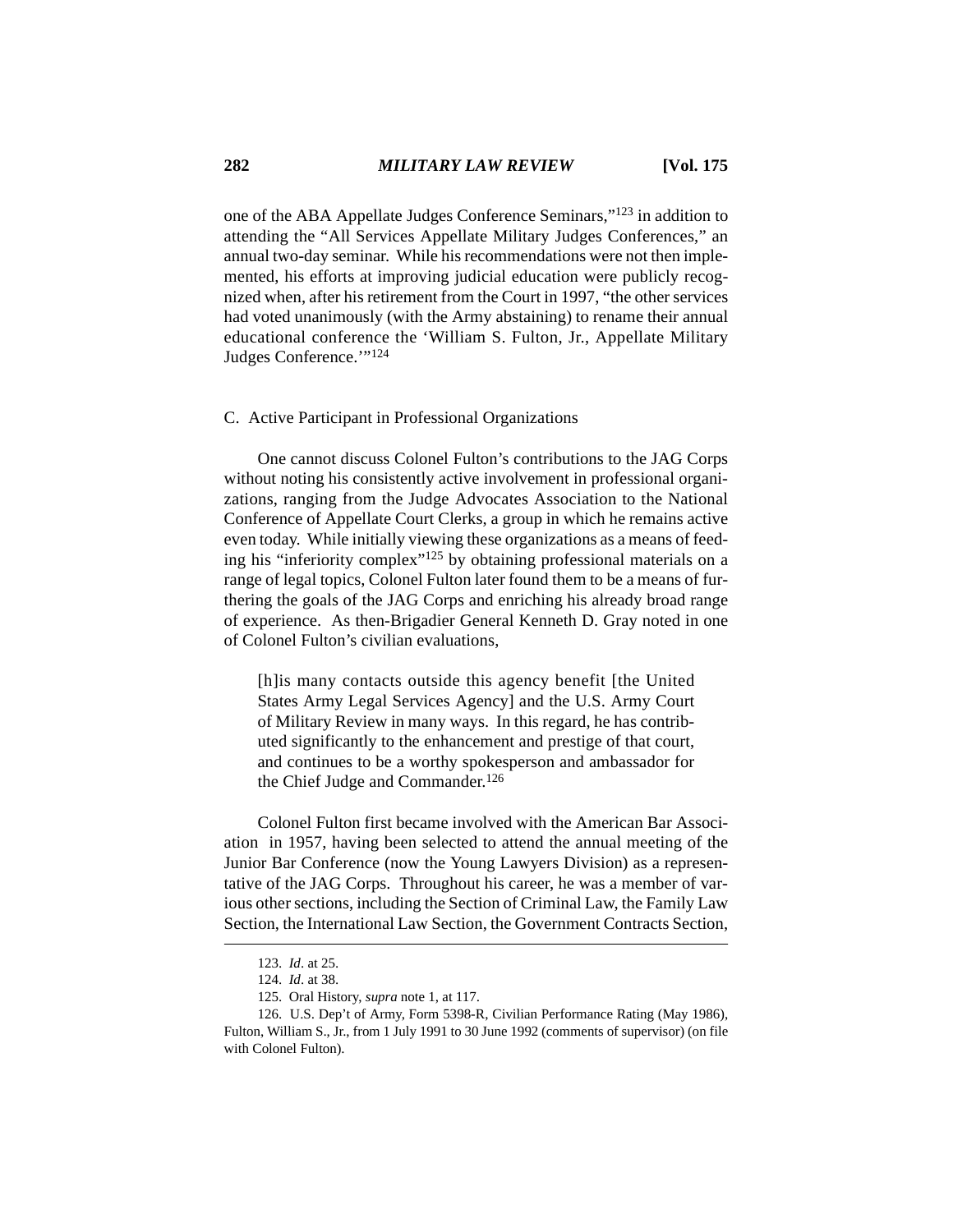one of the ABA Appellate Judges Conference Seminars,"[123] in addition to attending the "All Services Appellate Military Judges Conferences," an annual two-day seminar. While his recommendations were not then implemented, his efforts at improving judicial education were publicly recognized when, after his retirement from the Court in 1997, "the other services had voted unanimously (with the Army abstaining) to rename their annual educational conference the 'William S. Fulton, Jr., Appellate Military Judges Conference.'"[124]

### C. Active Participant in Professional Organizations

One cannot discuss Colonel Fulton's contributions to the JAG Corps without noting his consistently active involvement in professional organizations, ranging from the Judge Advocates Association to the National Conference of Appellate Court Clerks, a group in which he remains active even today. While initially viewing these organizations as a means of feeding his "inferiority complex"[125] by obtaining professional materials on a range of legal topics, Colonel Fulton later found them to be a means of furthering the goals of the JAG Corps and enriching his already broad range of experience. As then-Brigadier General Kenneth D. Gray noted in one of Colonel Fulton's civilian evaluations,

> [h]is many contacts outside this agency benefit [the United States Army Legal Services Agency] and the U.S. Army Court of Military Review in many ways. In this regard, he has contributed significantly to the enhancement and prestige of that court, and continues to be a worthy spokesperson and ambassador for the Chief Judge and Commander.[126]

Colonel Fulton first became involved with the American Bar Association in 1957, having been selected to attend the annual meeting of the Junior Bar Conference (now the Young Lawyers Division) as a representative of the JAG Corps. Throughout his career, he was a member of various other sections, including the Section of Criminal Law, the Family Law Section, the International Law Section, the Government Contracts Section,

---

123. *Id*. at 25.

124. *Id*. at 38.

125. Oral History, *supra* note 1, at 117.

126. U.S. Dep't of Army, Form 5398-R, Civilian Performance Rating (May 1986), Fulton, William S., Jr., from 1 July 1991 to 30 June 1992 (comments of supervisor) (on file with Colonel Fulton).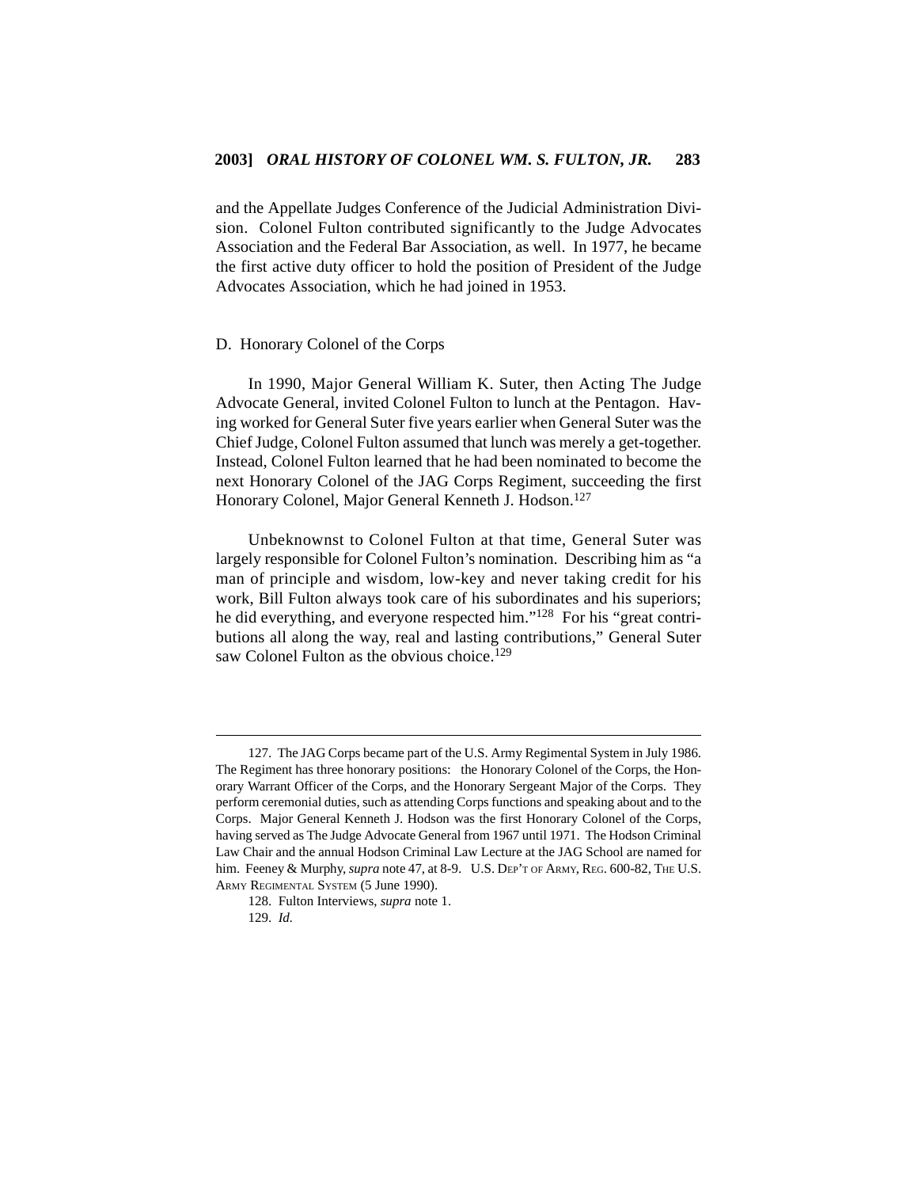and the Appellate Judges Conference of the Judicial Administration Division. Colonel Fulton contributed significantly to the Judge Advocates Association and the Federal Bar Association, as well. In 1977, he became the first active duty officer to hold the position of President of the Judge Advocates Association, which he had joined in 1953.

### D. Honorary Colonel of the Corps

In 1990, Major General William K. Suter, then Acting The Judge Advocate General, invited Colonel Fulton to lunch at the Pentagon. Having worked for General Suter five years earlier when General Suter was the Chief Judge, Colonel Fulton assumed that lunch was merely a get-together. Instead, Colonel Fulton learned that he had been nominated to become the next Honorary Colonel of the JAG Corps Regiment, succeeding the first Honorary Colonel, Major General Kenneth J. Hodson.[127]

Unbeknownst to Colonel Fulton at that time, General Suter was largely responsible for Colonel Fulton's nomination. Describing him as "a man of principle and wisdom, low-key and never taking credit for his work, Bill Fulton always took care of his subordinates and his superiors; he did everything, and everyone respected him."[128] For his "great contributions all along the way, real and lasting contributions," General Suter saw Colonel Fulton as the obvious choice.[129]

---

127. The JAG Corps became part of the U.S. Army Regimental System in July 1986. The Regiment has three honorary positions: the Honorary Colonel of the Corps, the Honorary Warrant Officer of the Corps, and the Honorary Sergeant Major of the Corps. They perform ceremonial duties, such as attending Corps functions and speaking about and to the Corps. Major General Kenneth J. Hodson was the first Honorary Colonel of the Corps, having served as The Judge Advocate General from 1967 until 1971. The Hodson Criminal Law Chair and the annual Hodson Criminal Law Lecture at the JAG School are named for him. Feeney & Murphy, *supra* note 47, at 8-9. U.S. DEP'T OF ARMY, REG. 600-82, THE U.S. ARMY REGIMENTAL SYSTEM (5 June 1990).

128. Fulton Interviews, *supra* note 1.

129. *Id.*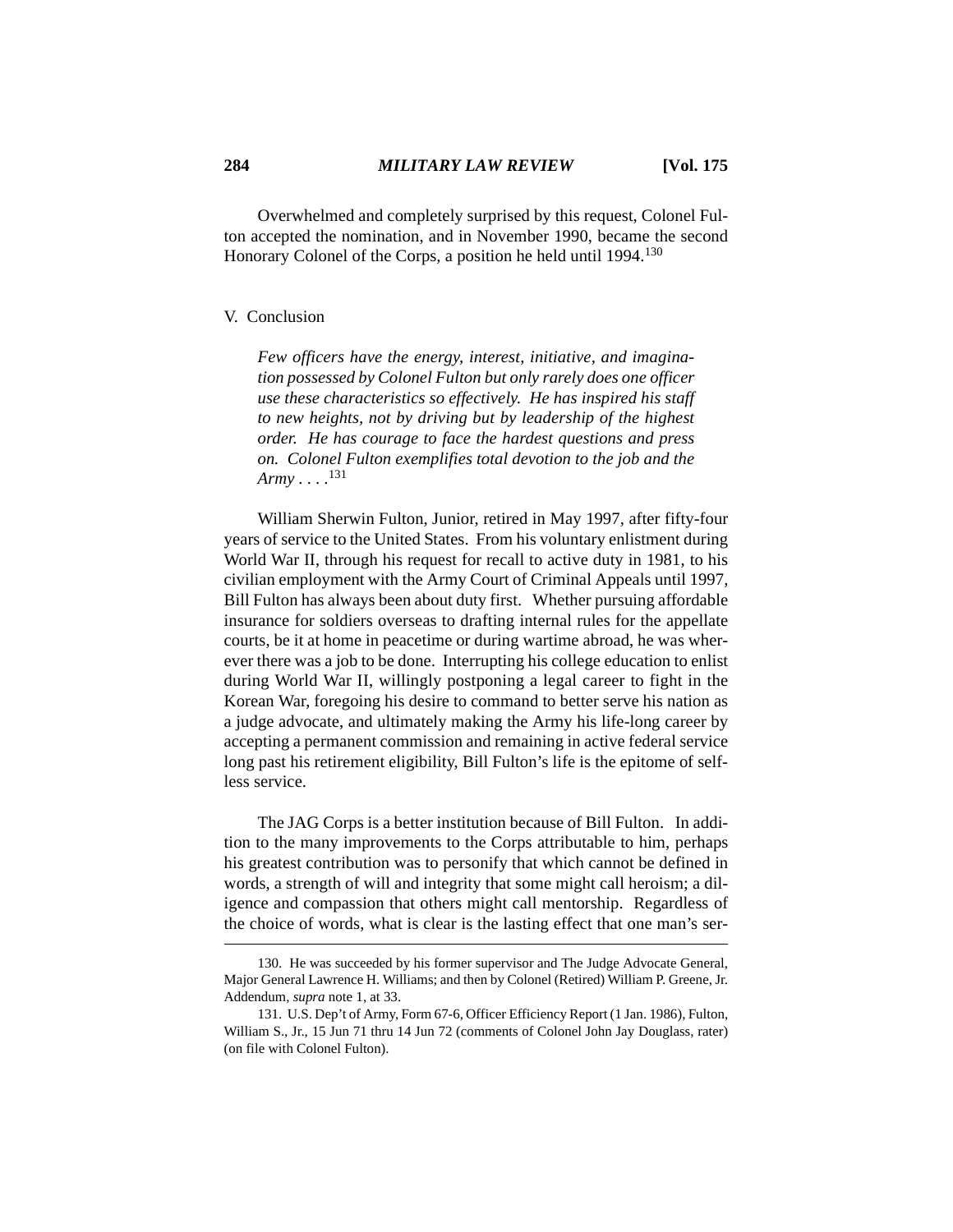Overwhelmed and completely surprised by this request, Colonel Fulton accepted the nomination, and in November 1990, became the second Honorary Colonel of the Corps, a position he held until 1994.[130]

## V. Conclusion

> *Few officers have the energy, interest, initiative, and imagination possessed by Colonel Fulton but only rarely does one officer use these characteristics so effectively. He has inspired his staff to new heights, not by driving but by leadership of the highest order. He has courage to face the hardest questions and press on. Colonel Fulton exemplifies total devotion to the job and the Army . . . .*[131]

William Sherwin Fulton, Junior, retired in May 1997, after fifty-four years of service to the United States. From his voluntary enlistment during World War II, through his request for recall to active duty in 1981, to his civilian employment with the Army Court of Criminal Appeals until 1997, Bill Fulton has always been about duty first. Whether pursuing affordable insurance for soldiers overseas to drafting internal rules for the appellate courts, be it at home in peacetime or during wartime abroad, he was wherever there was a job to be done. Interrupting his college education to enlist during World War II, willingly postponing a legal career to fight in the Korean War, foregoing his desire to command to better serve his nation as a judge advocate, and ultimately making the Army his life-long career by accepting a permanent commission and remaining in active federal service long past his retirement eligibility, Bill Fulton's life is the epitome of selfless service.

The JAG Corps is a better institution because of Bill Fulton. In addition to the many improvements to the Corps attributable to him, perhaps his greatest contribution was to personify that which cannot be defined in words, a strength of will and integrity that some might call heroism; a diligence and compassion that others might call mentorship. Regardless of the choice of words, what is clear is the lasting effect that one man's ser-

---

130. He was succeeded by his former supervisor and The Judge Advocate General, Major General Lawrence H. Williams; and then by Colonel (Retired) William P. Greene, Jr. Addendum, *supra* note 1, at 33.

131. U.S. Dep't of Army, Form 67-6, Officer Efficiency Report (1 Jan. 1986), Fulton, William S., Jr., 15 Jun 71 thru 14 Jun 72 (comments of Colonel John Jay Douglass, rater) (on file with Colonel Fulton).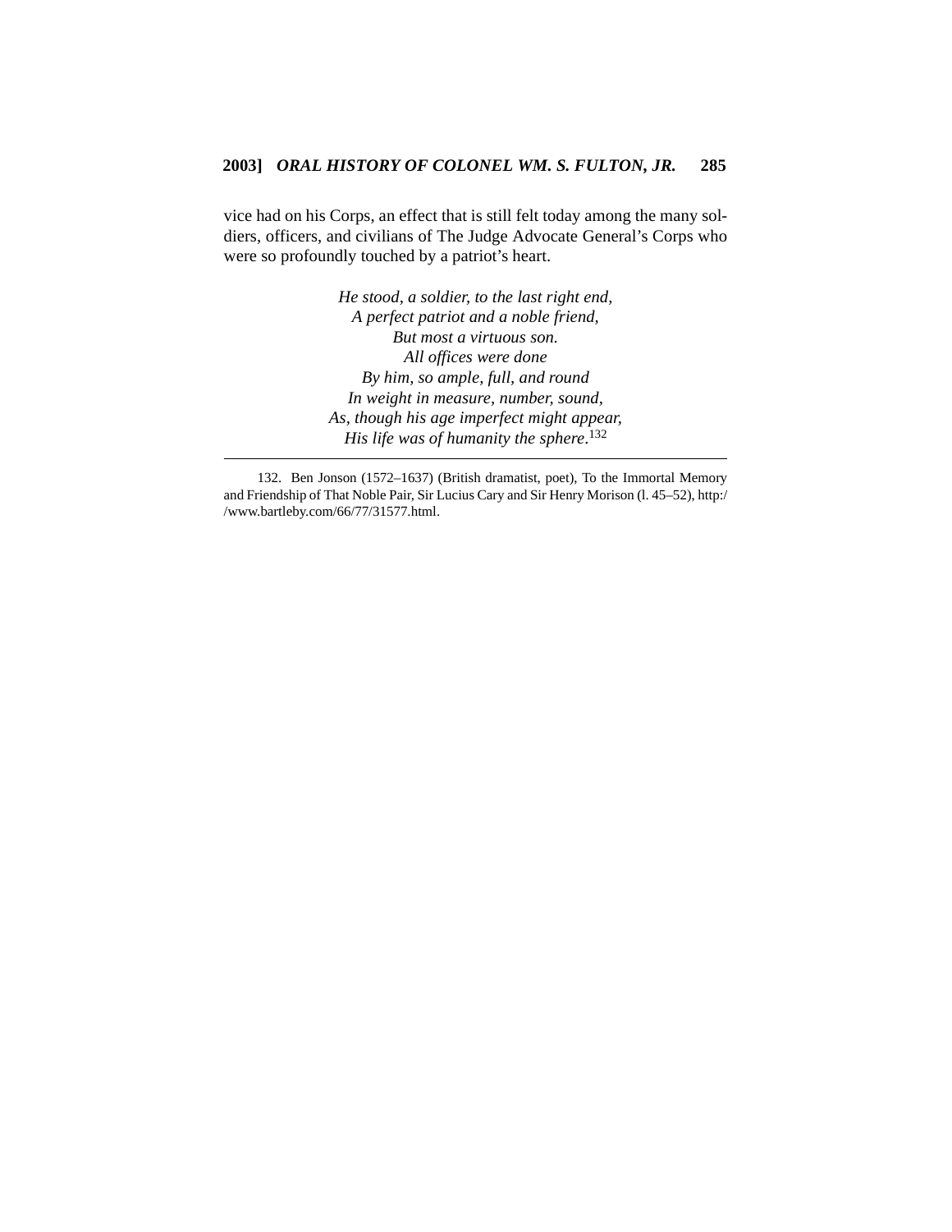vice had on his Corps, an effect that is still felt today among the many soldiers, officers, and civilians of The Judge Advocate General's Corps who were so profoundly touched by a patriot's heart.

*He stood, a soldier, to the last right end,*
*A perfect patriot and a noble friend,*
*But most a virtuous son.*
*All offices were done*
*By him, so ample, full, and round*
*In weight in measure, number, sound,*
*As, though his age imperfect might appear,*
*His life was of humanity the sphere.*[132]

---

132. Ben Jonson (1572–1637) (British dramatist, poet), To the Immortal Memory and Friendship of That Noble Pair, Sir Lucius Cary and Sir Henry Morison (l. 45–52), http://www.bartleby.com/66/77/31577.html.